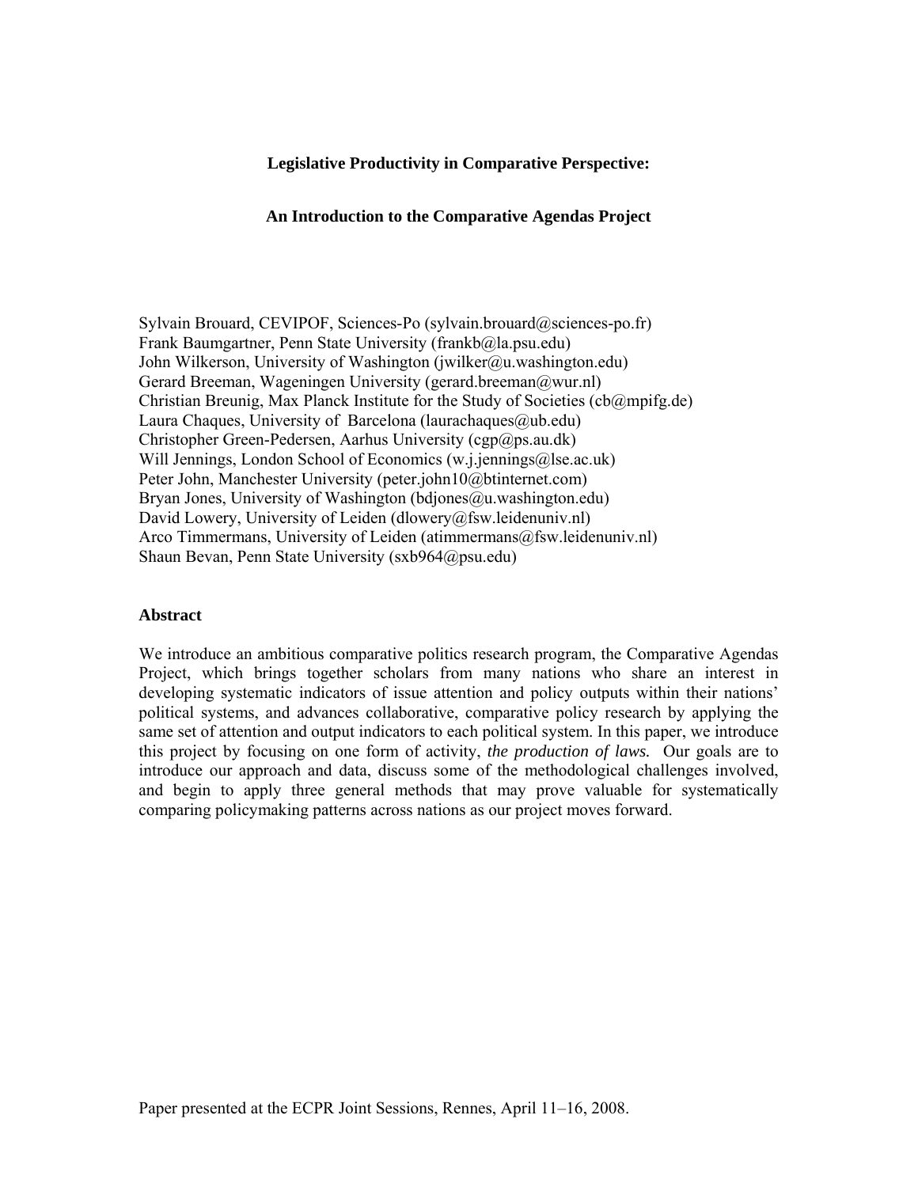**Legislative Productivity in Comparative Perspective:**

**An Introduction to the Comparative Agendas Project**

Sylvain Brouard, CEVIPOF, Sciences-Po (sylvain.brouard@sciences-po.fr)
Frank Baumgartner, Penn State University (frankb@la.psu.edu)
John Wilkerson, University of Washington (jwilker@u.washington.edu)
Gerard Breeman, Wageningen University (gerard.breeman@wur.nl)
Christian Breunig, Max Planck Institute for the Study of Societies (cb@mpifg.de)
Laura Chaques, University of Barcelona (laurachaques@ub.edu)
Christopher Green-Pedersen, Aarhus University (cgp@ps.au.dk)
Will Jennings, London School of Economics (w.j.jennings@lse.ac.uk)
Peter John, Manchester University (peter.john10@btinternet.com)
Bryan Jones, University of Washington (bdjones@u.washington.edu)
David Lowery, University of Leiden (dlowery@fsw.leidenuniv.nl)
Arco Timmermans, University of Leiden (atimmermans@fsw.leidenuniv.nl)
Shaun Bevan, Penn State University (sxb964@psu.edu)

**Abstract**

We introduce an ambitious comparative politics research program, the Comparative Agendas Project, which brings together scholars from many nations who share an interest in developing systematic indicators of issue attention and policy outputs within their nations' political systems, and advances collaborative, comparative policy research by applying the same set of attention and output indicators to each political system. In this paper, we introduce this project by focusing on one form of activity, *the production of laws.* Our goals are to introduce our approach and data, discuss some of the methodological challenges involved, and begin to apply three general methods that may prove valuable for systematically comparing policymaking patterns across nations as our project moves forward.

Paper presented at the ECPR Joint Sessions, Rennes, April 11–16, 2008.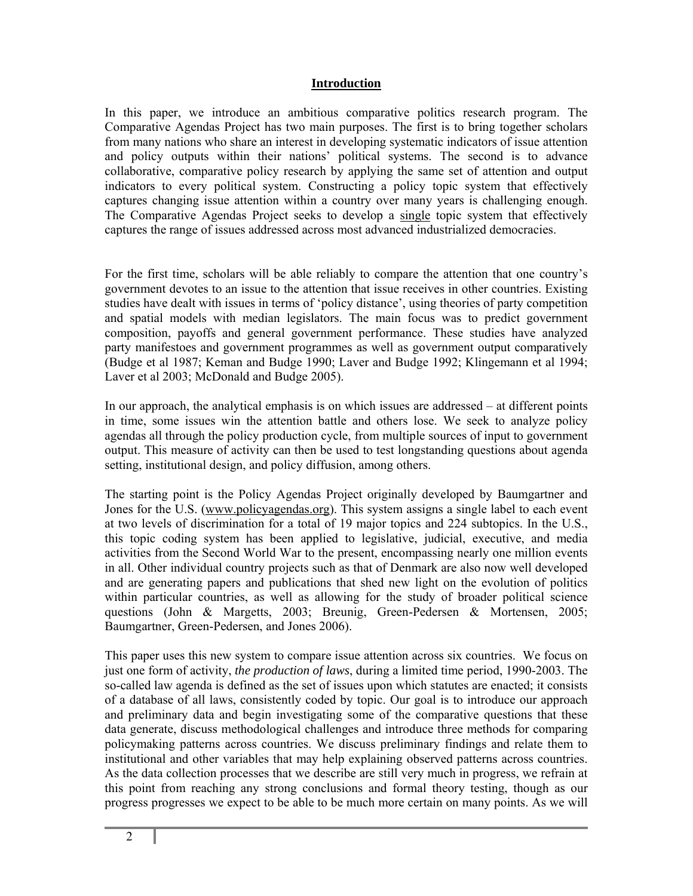## Introduction

In this paper, we introduce an ambitious comparative politics research program. The Comparative Agendas Project has two main purposes. The first is to bring together scholars from many nations who share an interest in developing systematic indicators of issue attention and policy outputs within their nations' political systems. The second is to advance collaborative, comparative policy research by applying the same set of attention and output indicators to every political system. Constructing a policy topic system that effectively captures changing issue attention within a country over many years is challenging enough. The Comparative Agendas Project seeks to develop a single topic system that effectively captures the range of issues addressed across most advanced industrialized democracies.

For the first time, scholars will be able reliably to compare the attention that one country's government devotes to an issue to the attention that issue receives in other countries. Existing studies have dealt with issues in terms of 'policy distance', using theories of party competition and spatial models with median legislators. The main focus was to predict government composition, payoffs and general government performance. These studies have analyzed party manifestoes and government programmes as well as government output comparatively (Budge et al 1987; Keman and Budge 1990; Laver and Budge 1992; Klingemann et al 1994; Laver et al 2003; McDonald and Budge 2005).

In our approach, the analytical emphasis is on which issues are addressed – at different points in time, some issues win the attention battle and others lose. We seek to analyze policy agendas all through the policy production cycle, from multiple sources of input to government output. This measure of activity can then be used to test longstanding questions about agenda setting, institutional design, and policy diffusion, among others.

The starting point is the Policy Agendas Project originally developed by Baumgartner and Jones for the U.S. (www.policyagendas.org). This system assigns a single label to each event at two levels of discrimination for a total of 19 major topics and 224 subtopics. In the U.S., this topic coding system has been applied to legislative, judicial, executive, and media activities from the Second World War to the present, encompassing nearly one million events in all. Other individual country projects such as that of Denmark are also now well developed and are generating papers and publications that shed new light on the evolution of politics within particular countries, as well as allowing for the study of broader political science questions (John & Margetts, 2003; Breunig, Green-Pedersen & Mortensen, 2005; Baumgartner, Green-Pedersen, and Jones 2006).

This paper uses this new system to compare issue attention across six countries. We focus on just one form of activity, *the production of laws*, during a limited time period, 1990-2003. The so-called law agenda is defined as the set of issues upon which statutes are enacted; it consists of a database of all laws, consistently coded by topic. Our goal is to introduce our approach and preliminary data and begin investigating some of the comparative questions that these data generate, discuss methodological challenges and introduce three methods for comparing policymaking patterns across countries. We discuss preliminary findings and relate them to institutional and other variables that may help explaining observed patterns across countries. As the data collection processes that we describe are still very much in progress, we refrain at this point from reaching any strong conclusions and formal theory testing, though as our progress progresses we expect to be able to be much more certain on many points. As we will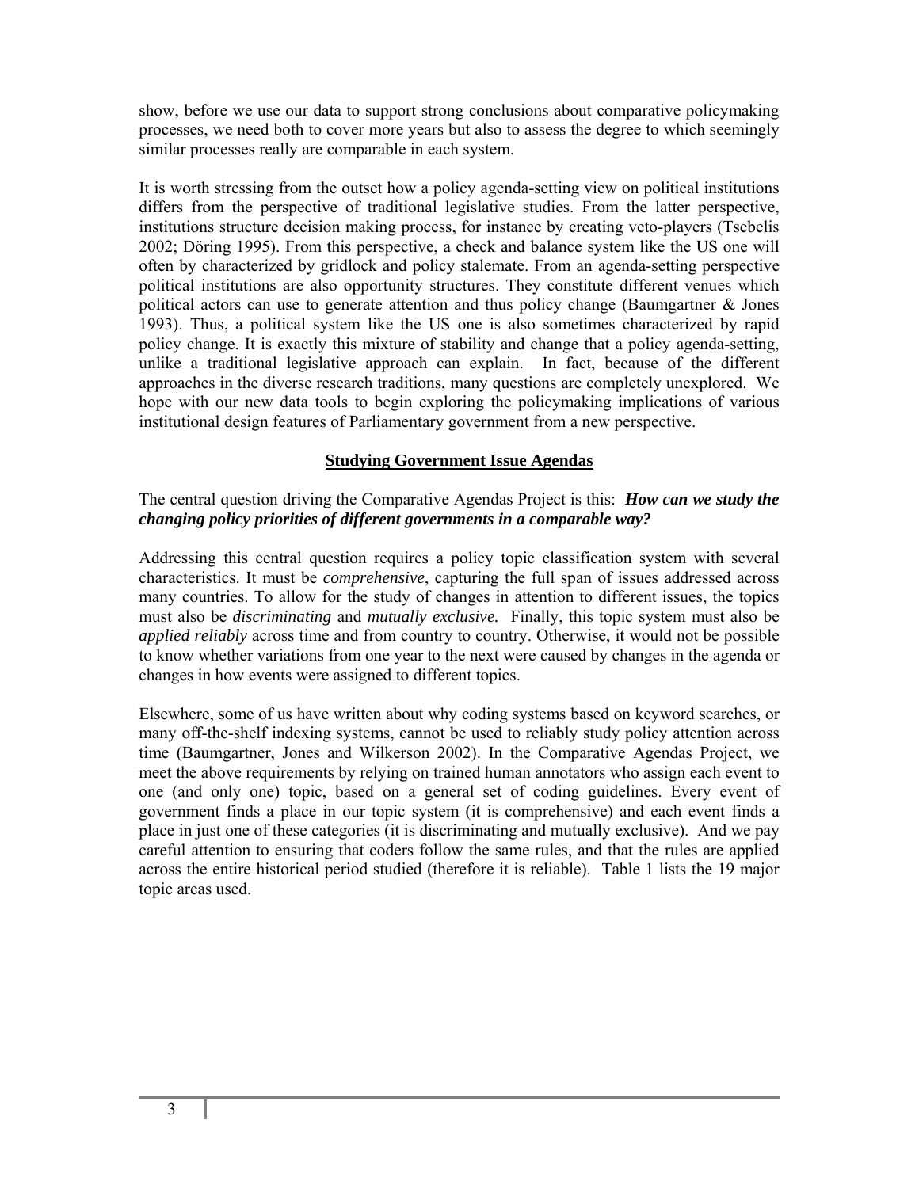show, before we use our data to support strong conclusions about comparative policymaking processes, we need both to cover more years but also to assess the degree to which seemingly similar processes really are comparable in each system.

It is worth stressing from the outset how a policy agenda-setting view on political institutions differs from the perspective of traditional legislative studies. From the latter perspective, institutions structure decision making process, for instance by creating veto-players (Tsebelis 2002; Döring 1995). From this perspective, a check and balance system like the US one will often by characterized by gridlock and policy stalemate. From an agenda-setting perspective political institutions are also opportunity structures. They constitute different venues which political actors can use to generate attention and thus policy change (Baumgartner & Jones 1993). Thus, a political system like the US one is also sometimes characterized by rapid policy change. It is exactly this mixture of stability and change that a policy agenda-setting, unlike a traditional legislative approach can explain. In fact, because of the different approaches in the diverse research traditions, many questions are completely unexplored. We hope with our new data tools to begin exploring the policymaking implications of various institutional design features of Parliamentary government from a new perspective.

## Studying Government Issue Agendas

The central question driving the Comparative Agendas Project is this: ***How can we study the changing policy priorities of different governments in a comparable way?***

Addressing this central question requires a policy topic classification system with several characteristics. It must be *comprehensive*, capturing the full span of issues addressed across many countries. To allow for the study of changes in attention to different issues, the topics must also be *discriminating* and *mutually exclusive.* Finally, this topic system must also be *applied reliably* across time and from country to country. Otherwise, it would not be possible to know whether variations from one year to the next were caused by changes in the agenda or changes in how events were assigned to different topics.

Elsewhere, some of us have written about why coding systems based on keyword searches, or many off-the-shelf indexing systems, cannot be used to reliably study policy attention across time (Baumgartner, Jones and Wilkerson 2002). In the Comparative Agendas Project, we meet the above requirements by relying on trained human annotators who assign each event to one (and only one) topic, based on a general set of coding guidelines. Every event of government finds a place in our topic system (it is comprehensive) and each event finds a place in just one of these categories (it is discriminating and mutually exclusive). And we pay careful attention to ensuring that coders follow the same rules, and that the rules are applied across the entire historical period studied (therefore it is reliable). Table 1 lists the 19 major topic areas used.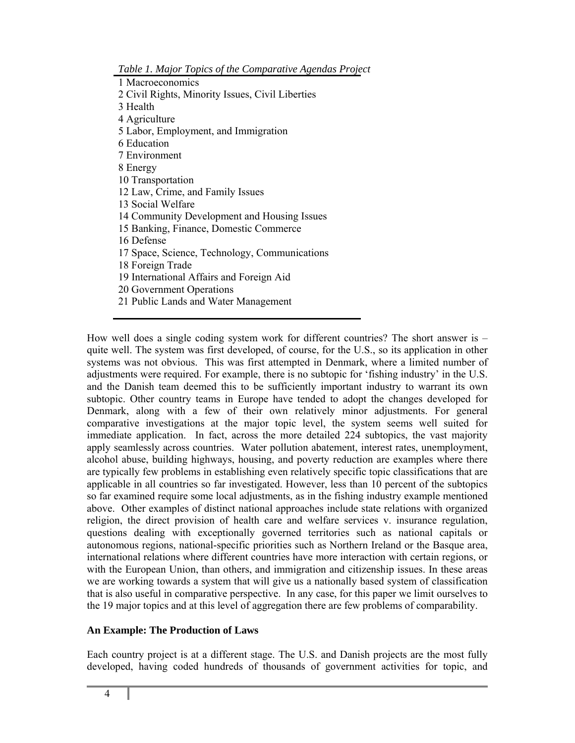*Table 1. Major Topics of the Comparative Agendas Project*

1 Macroeconomics
2 Civil Rights, Minority Issues, Civil Liberties
3 Health
4 Agriculture
5 Labor, Employment, and Immigration
6 Education
7 Environment
8 Energy
10 Transportation
12 Law, Crime, and Family Issues
13 Social Welfare
14 Community Development and Housing Issues
15 Banking, Finance, Domestic Commerce
16 Defense
17 Space, Science, Technology, Communications
18 Foreign Trade
19 International Affairs and Foreign Aid
20 Government Operations
21 Public Lands and Water Management

How well does a single coding system work for different countries? The short answer is – quite well. The system was first developed, of course, for the U.S., so its application in other systems was not obvious. This was first attempted in Denmark, where a limited number of adjustments were required. For example, there is no subtopic for 'fishing industry' in the U.S. and the Danish team deemed this to be sufficiently important industry to warrant its own subtopic. Other country teams in Europe have tended to adopt the changes developed for Denmark, along with a few of their own relatively minor adjustments. For general comparative investigations at the major topic level, the system seems well suited for immediate application. In fact, across the more detailed 224 subtopics, the vast majority apply seamlessly across countries. Water pollution abatement, interest rates, unemployment, alcohol abuse, building highways, housing, and poverty reduction are examples where there are typically few problems in establishing even relatively specific topic classifications that are applicable in all countries so far investigated. However, less than 10 percent of the subtopics so far examined require some local adjustments, as in the fishing industry example mentioned above. Other examples of distinct national approaches include state relations with organized religion, the direct provision of health care and welfare services v. insurance regulation, questions dealing with exceptionally governed territories such as national capitals or autonomous regions, national-specific priorities such as Northern Ireland or the Basque area, international relations where different countries have more interaction with certain regions, or with the European Union, than others, and immigration and citizenship issues. In these areas we are working towards a system that will give us a nationally based system of classification that is also useful in comparative perspective. In any case, for this paper we limit ourselves to the 19 major topics and at this level of aggregation there are few problems of comparability.

## An Example: The Production of Laws

Each country project is at a different stage. The U.S. and Danish projects are the most fully developed, having coded hundreds of thousands of government activities for topic, and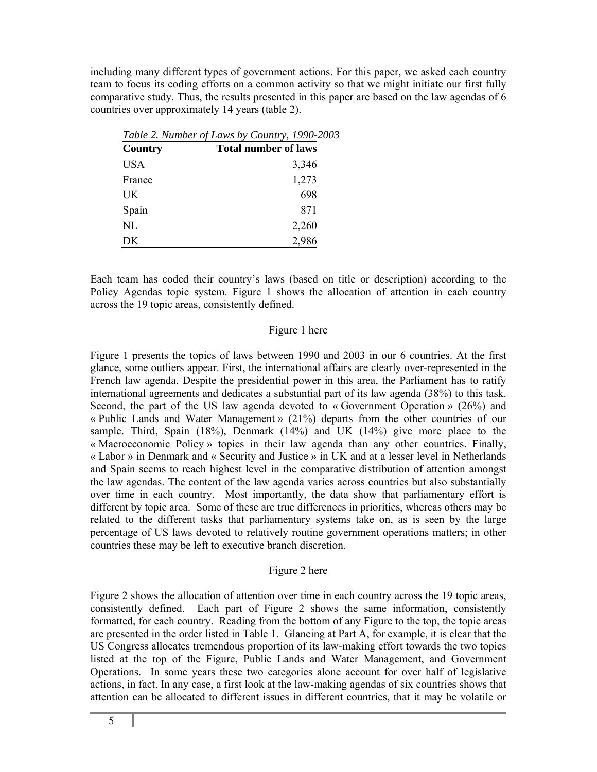including many different types of government actions. For this paper, we asked each country team to focus its coding efforts on a common activity so that we might initiate our first fully comparative study. Thus, the results presented in this paper are based on the law agendas of 6 countries over approximately 14 years (table 2).

*Table 2. Number of Laws by Country, 1990-2003*

| Country | Total number of laws |
|---|---:|
| USA | 3,346 |
| France | 1,273 |
| UK | 698 |
| Spain | 871 |
| NL | 2,260 |
| DK | 2,986 |

Each team has coded their country's laws (based on title or description) according to the Policy Agendas topic system. Figure 1 shows the allocation of attention in each country across the 19 topic areas, consistently defined.

Figure 1 here

Figure 1 presents the topics of laws between 1990 and 2003 in our 6 countries. At the first glance, some outliers appear. First, the international affairs are clearly over-represented in the French law agenda. Despite the presidential power in this area, the Parliament has to ratify international agreements and dedicates a substantial part of its law agenda (38%) to this task. Second, the part of the US law agenda devoted to « Government Operation » (26%) and « Public Lands and Water Management » (21%) departs from the other countries of our sample. Third, Spain (18%), Denmark (14%) and UK (14%) give more place to the « Macroeconomic Policy » topics in their law agenda than any other countries. Finally, « Labor » in Denmark and « Security and Justice » in UK and at a lesser level in Netherlands and Spain seems to reach highest level in the comparative distribution of attention amongst the law agendas. The content of the law agenda varies across countries but also substantially over time in each country. Most importantly, the data show that parliamentary effort is different by topic area. Some of these are true differences in priorities, whereas others may be related to the different tasks that parliamentary systems take on, as is seen by the large percentage of US laws devoted to relatively routine government operations matters; in other countries these may be left to executive branch discretion.

Figure 2 here

Figure 2 shows the allocation of attention over time in each country across the 19 topic areas, consistently defined. Each part of Figure 2 shows the same information, consistently formatted, for each country. Reading from the bottom of any Figure to the top, the topic areas are presented in the order listed in Table 1. Glancing at Part A, for example, it is clear that the US Congress allocates tremendous proportion of its law-making effort towards the two topics listed at the top of the Figure, Public Lands and Water Management, and Government Operations. In some years these two categories alone account for over half of legislative actions, in fact. In any case, a first look at the law-making agendas of six countries shows that attention can be allocated to different issues in different countries, that it may be volatile or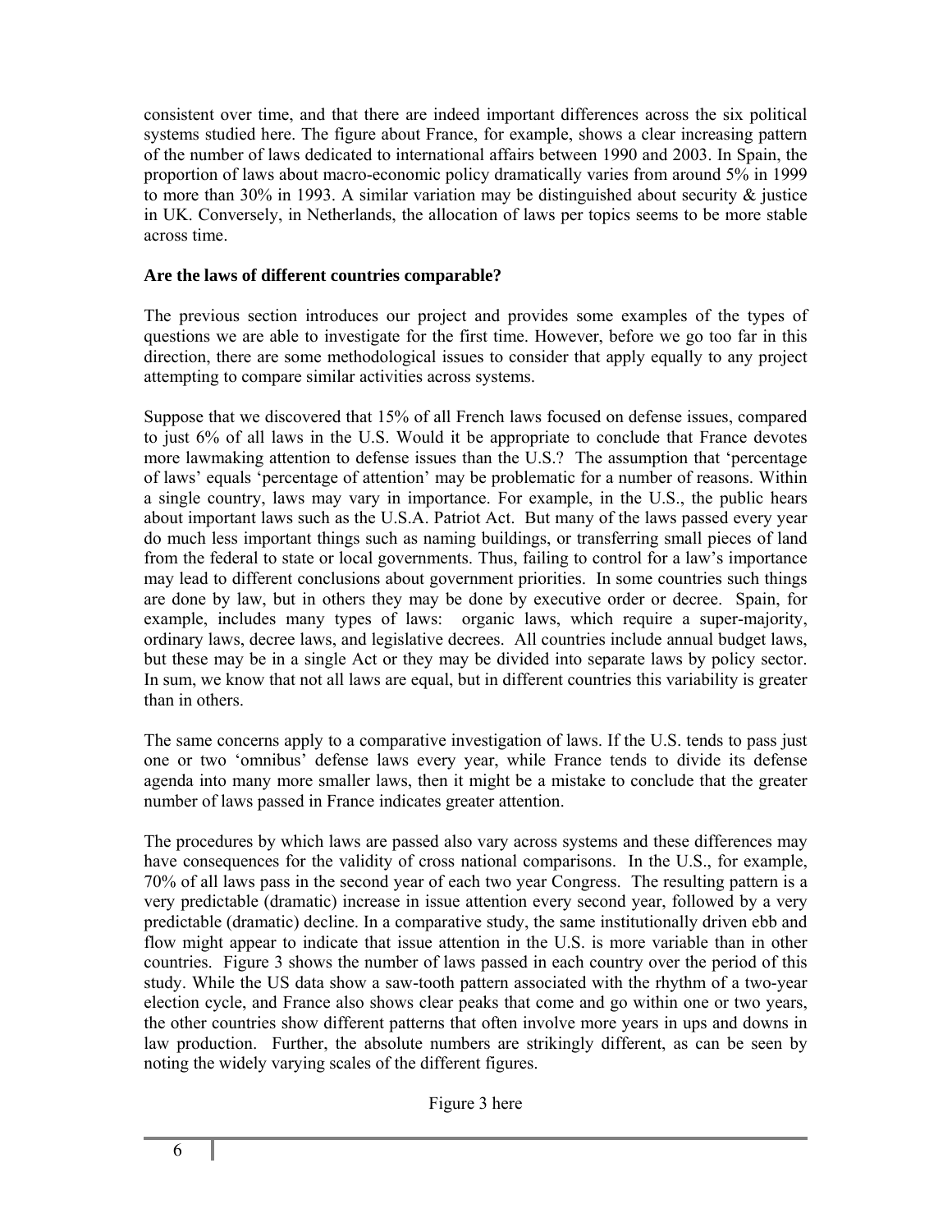consistent over time, and that there are indeed important differences across the six political systems studied here. The figure about France, for example, shows a clear increasing pattern of the number of laws dedicated to international affairs between 1990 and 2003. In Spain, the proportion of laws about macro-economic policy dramatically varies from around 5% in 1999 to more than 30% in 1993. A similar variation may be distinguished about security & justice in UK. Conversely, in Netherlands, the allocation of laws per topics seems to be more stable across time.

**Are the laws of different countries comparable?**

The previous section introduces our project and provides some examples of the types of questions we are able to investigate for the first time. However, before we go too far in this direction, there are some methodological issues to consider that apply equally to any project attempting to compare similar activities across systems.

Suppose that we discovered that 15% of all French laws focused on defense issues, compared to just 6% of all laws in the U.S. Would it be appropriate to conclude that France devotes more lawmaking attention to defense issues than the U.S.? The assumption that 'percentage of laws' equals 'percentage of attention' may be problematic for a number of reasons. Within a single country, laws may vary in importance. For example, in the U.S., the public hears about important laws such as the U.S.A. Patriot Act. But many of the laws passed every year do much less important things such as naming buildings, or transferring small pieces of land from the federal to state or local governments. Thus, failing to control for a law's importance may lead to different conclusions about government priorities. In some countries such things are done by law, but in others they may be done by executive order or decree. Spain, for example, includes many types of laws: organic laws, which require a super-majority, ordinary laws, decree laws, and legislative decrees. All countries include annual budget laws, but these may be in a single Act or they may be divided into separate laws by policy sector. In sum, we know that not all laws are equal, but in different countries this variability is greater than in others.

The same concerns apply to a comparative investigation of laws. If the U.S. tends to pass just one or two 'omnibus' defense laws every year, while France tends to divide its defense agenda into many more smaller laws, then it might be a mistake to conclude that the greater number of laws passed in France indicates greater attention.

The procedures by which laws are passed also vary across systems and these differences may have consequences for the validity of cross national comparisons. In the U.S., for example, 70% of all laws pass in the second year of each two year Congress. The resulting pattern is a very predictable (dramatic) increase in issue attention every second year, followed by a very predictable (dramatic) decline. In a comparative study, the same institutionally driven ebb and flow might appear to indicate that issue attention in the U.S. is more variable than in other countries. Figure 3 shows the number of laws passed in each country over the period of this study. While the US data show a saw-tooth pattern associated with the rhythm of a two-year election cycle, and France also shows clear peaks that come and go within one or two years, the other countries show different patterns that often involve more years in ups and downs in law production. Further, the absolute numbers are strikingly different, as can be seen by noting the widely varying scales of the different figures.

Figure 3 here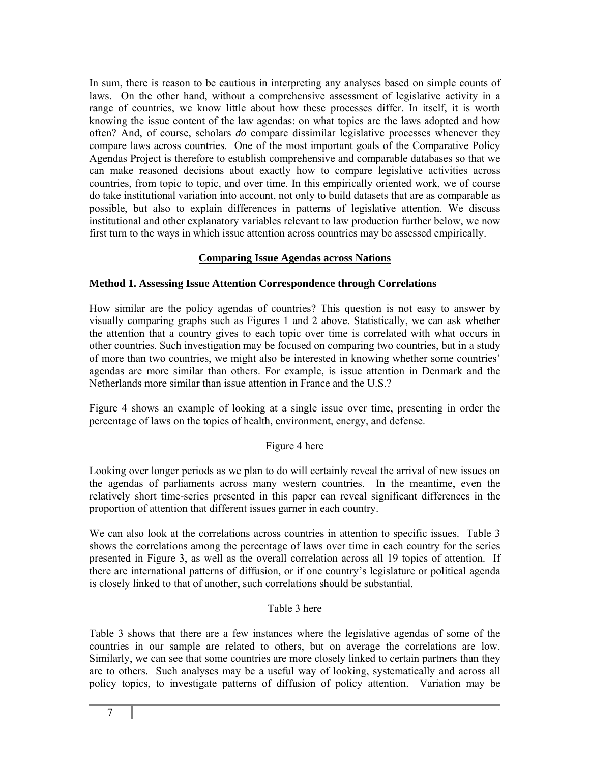In sum, there is reason to be cautious in interpreting any analyses based on simple counts of laws. On the other hand, without a comprehensive assessment of legislative activity in a range of countries, we know little about how these processes differ. In itself, it is worth knowing the issue content of the law agendas: on what topics are the laws adopted and how often? And, of course, scholars *do* compare dissimilar legislative processes whenever they compare laws across countries. One of the most important goals of the Comparative Policy Agendas Project is therefore to establish comprehensive and comparable databases so that we can make reasoned decisions about exactly how to compare legislative activities across countries, from topic to topic, and over time. In this empirically oriented work, we of course do take institutional variation into account, not only to build datasets that are as comparable as possible, but also to explain differences in patterns of legislative attention. We discuss institutional and other explanatory variables relevant to law production further below, we now first turn to the ways in which issue attention across countries may be assessed empirically.

## Comparing Issue Agendas across Nations

### Method 1. Assessing Issue Attention Correspondence through Correlations

How similar are the policy agendas of countries? This question is not easy to answer by visually comparing graphs such as Figures 1 and 2 above. Statistically, we can ask whether the attention that a country gives to each topic over time is correlated with what occurs in other countries. Such investigation may be focused on comparing two countries, but in a study of more than two countries, we might also be interested in knowing whether some countries' agendas are more similar than others. For example, is issue attention in Denmark and the Netherlands more similar than issue attention in France and the U.S.?

Figure 4 shows an example of looking at a single issue over time, presenting in order the percentage of laws on the topics of health, environment, energy, and defense.

Figure 4 here

Looking over longer periods as we plan to do will certainly reveal the arrival of new issues on the agendas of parliaments across many western countries. In the meantime, even the relatively short time-series presented in this paper can reveal significant differences in the proportion of attention that different issues garner in each country.

We can also look at the correlations across countries in attention to specific issues. Table 3 shows the correlations among the percentage of laws over time in each country for the series presented in Figure 3, as well as the overall correlation across all 19 topics of attention. If there are international patterns of diffusion, or if one country's legislature or political agenda is closely linked to that of another, such correlations should be substantial.

Table 3 here

Table 3 shows that there are a few instances where the legislative agendas of some of the countries in our sample are related to others, but on average the correlations are low. Similarly, we can see that some countries are more closely linked to certain partners than they are to others. Such analyses may be a useful way of looking, systematically and across all policy topics, to investigate patterns of diffusion of policy attention. Variation may be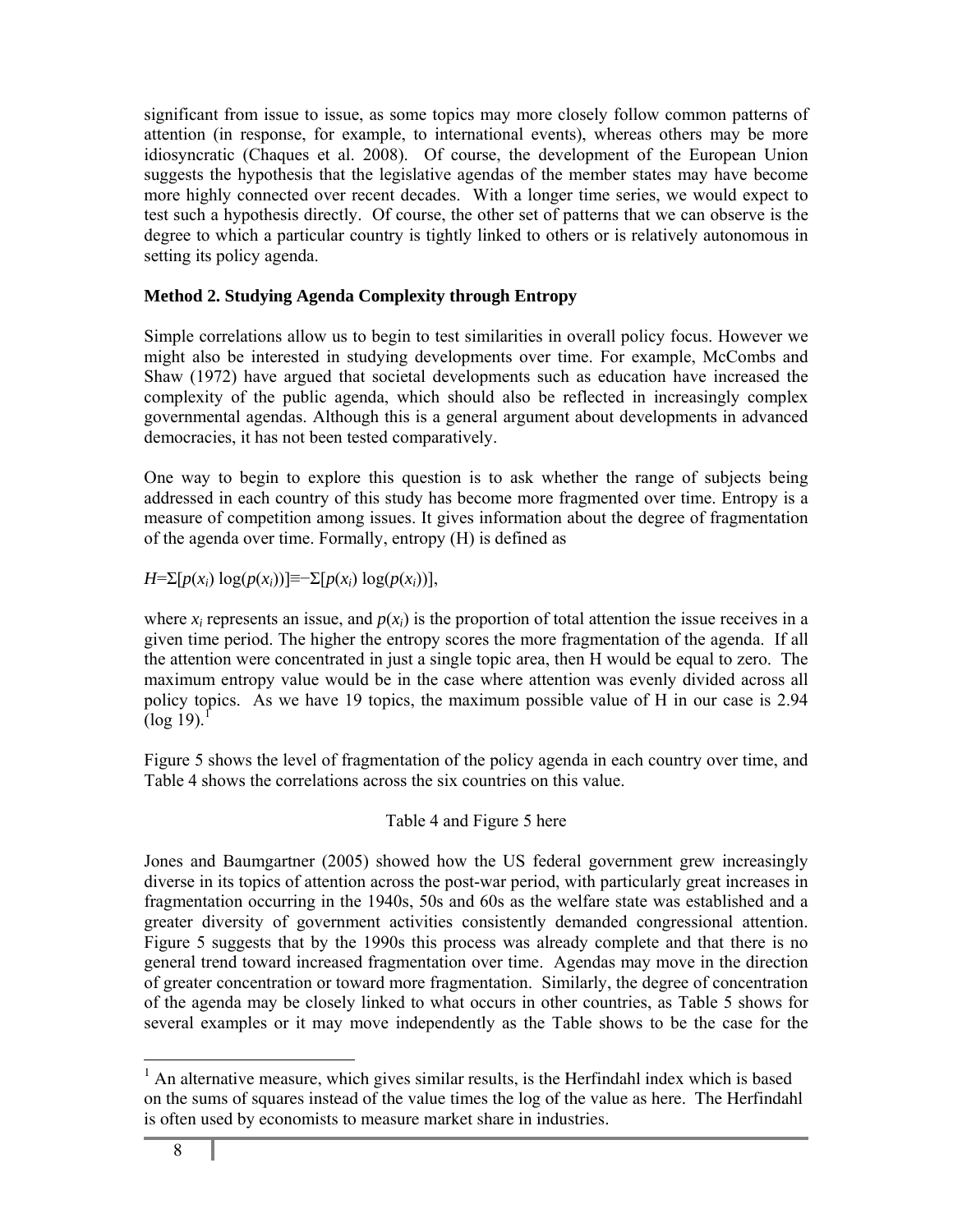significant from issue to issue, as some topics may more closely follow common patterns of attention (in response, for example, to international events), whereas others may be more idiosyncratic (Chaques et al. 2008). Of course, the development of the European Union suggests the hypothesis that the legislative agendas of the member states may have become more highly connected over recent decades. With a longer time series, we would expect to test such a hypothesis directly. Of course, the other set of patterns that we can observe is the degree to which a particular country is tightly linked to others or is relatively autonomous in setting its policy agenda.

**Method 2. Studying Agenda Complexity through Entropy**

Simple correlations allow us to begin to test similarities in overall policy focus. However we might also be interested in studying developments over time. For example, McCombs and Shaw (1972) have argued that societal developments such as education have increased the complexity of the public agenda, which should also be reflected in increasingly complex governmental agendas. Although this is a general argument about developments in advanced democracies, it has not been tested comparatively.

One way to begin to explore this question is to ask whether the range of subjects being addressed in each country of this study has become more fragmented over time. Entropy is a measure of competition among issues. It gives information about the degree of fragmentation of the agenda over time. Formally, entropy (H) is defined as

$H=\Sigma[p(x_i)\log(p(x_i))]\equiv-\Sigma[p(x_i)\log(p(x_i))]$,

where $x_i$ represents an issue, and $p(x_i)$ is the proportion of total attention the issue receives in a given time period. The higher the entropy scores the more fragmentation of the agenda. If all the attention were concentrated in just a single topic area, then H would be equal to zero. The maximum entropy value would be in the case where attention was evenly divided across all policy topics. As we have 19 topics, the maximum possible value of H in our case is 2.94 (log 19).[1]

Figure 5 shows the level of fragmentation of the policy agenda in each country over time, and Table 4 shows the correlations across the six countries on this value.

Table 4 and Figure 5 here

Jones and Baumgartner (2005) showed how the US federal government grew increasingly diverse in its topics of attention across the post-war period, with particularly great increases in fragmentation occurring in the 1940s, 50s and 60s as the welfare state was established and a greater diversity of government activities consistently demanded congressional attention. Figure 5 suggests that by the 1990s this process was already complete and that there is no general trend toward increased fragmentation over time. Agendas may move in the direction of greater concentration or toward more fragmentation. Similarly, the degree of concentration of the agenda may be closely linked to what occurs in other countries, as Table 5 shows for several examples or it may move independently as the Table shows to be the case for the

[1] An alternative measure, which gives similar results, is the Herfindahl index which is based on the sums of squares instead of the value times the log of the value as here. The Herfindahl is often used by economists to measure market share in industries.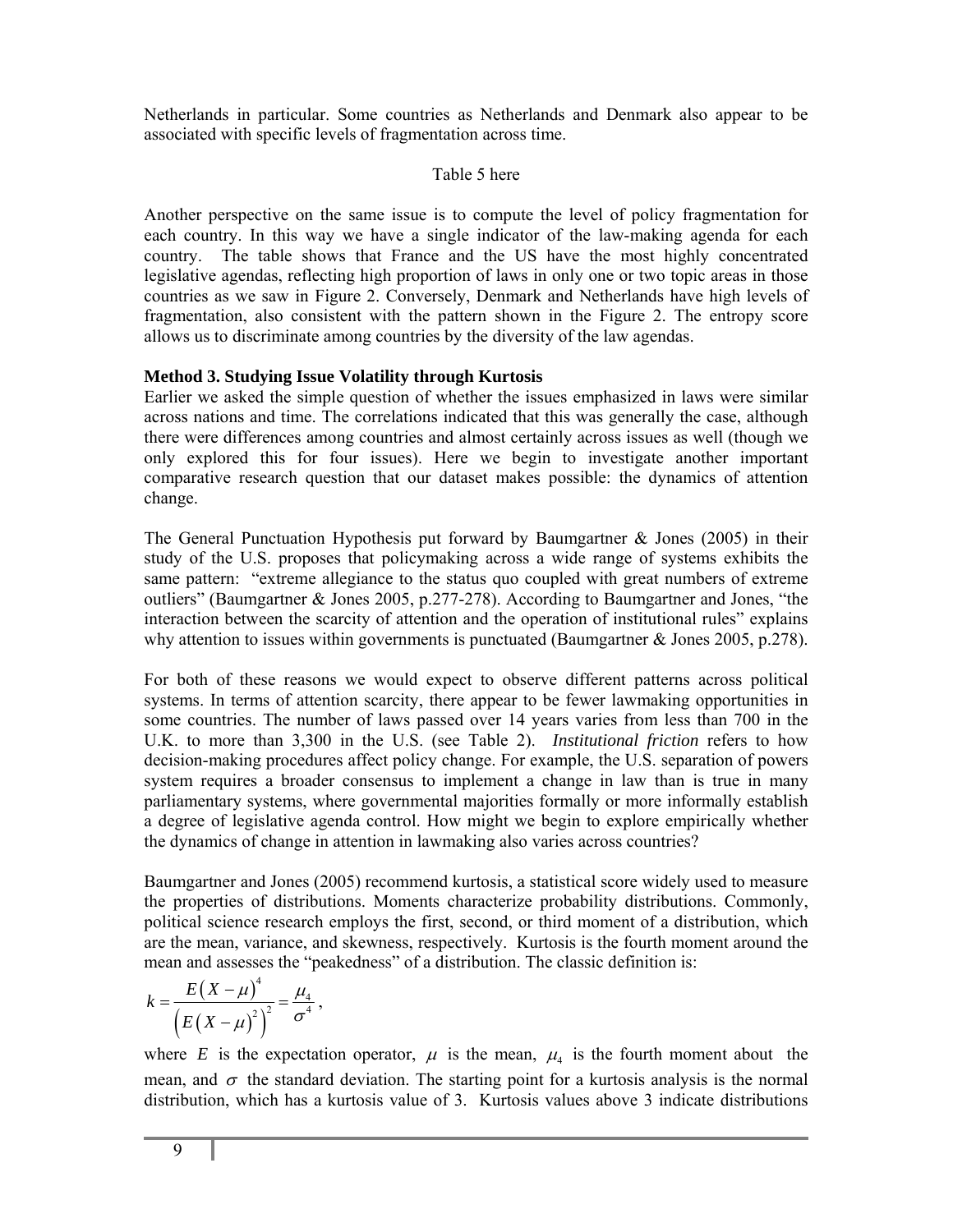Netherlands in particular. Some countries as Netherlands and Denmark also appear to be associated with specific levels of fragmentation across time.

Table 5 here

Another perspective on the same issue is to compute the level of policy fragmentation for each country. In this way we have a single indicator of the law-making agenda for each country. The table shows that France and the US have the most highly concentrated legislative agendas, reflecting high proportion of laws in only one or two topic areas in those countries as we saw in Figure 2. Conversely, Denmark and Netherlands have high levels of fragmentation, also consistent with the pattern shown in the Figure 2. The entropy score allows us to discriminate among countries by the diversity of the law agendas.

**Method 3. Studying Issue Volatility through Kurtosis**

Earlier we asked the simple question of whether the issues emphasized in laws were similar across nations and time. The correlations indicated that this was generally the case, although there were differences among countries and almost certainly across issues as well (though we only explored this for four issues). Here we begin to investigate another important comparative research question that our dataset makes possible: the dynamics of attention change.

The General Punctuation Hypothesis put forward by Baumgartner & Jones (2005) in their study of the U.S. proposes that policymaking across a wide range of systems exhibits the same pattern: "extreme allegiance to the status quo coupled with great numbers of extreme outliers" (Baumgartner & Jones 2005, p.277-278). According to Baumgartner and Jones, "the interaction between the scarcity of attention and the operation of institutional rules" explains why attention to issues within governments is punctuated (Baumgartner & Jones 2005, p.278).

For both of these reasons we would expect to observe different patterns across political systems. In terms of attention scarcity, there appear to be fewer lawmaking opportunities in some countries. The number of laws passed over 14 years varies from less than 700 in the U.K. to more than 3,300 in the U.S. (see Table 2). *Institutional friction* refers to how decision-making procedures affect policy change. For example, the U.S. separation of powers system requires a broader consensus to implement a change in law than is true in many parliamentary systems, where governmental majorities formally or more informally establish a degree of legislative agenda control. How might we begin to explore empirically whether the dynamics of change in attention in lawmaking also varies across countries?

Baumgartner and Jones (2005) recommend kurtosis, a statistical score widely used to measure the properties of distributions. Moments characterize probability distributions. Commonly, political science research employs the first, second, or third moment of a distribution, which are the mean, variance, and skewness, respectively. Kurtosis is the fourth moment around the mean and assesses the "peakedness" of a distribution. The classic definition is:

$$k = \frac{E\left(X-\mu\right)^4}{\left(E\left(X-\mu\right)^2\right)^2} = \frac{\mu_4}{\sigma^4},$$

where $E$ is the expectation operator, $\mu$ is the mean, $\mu_4$ is the fourth moment about the mean, and $\sigma$ the standard deviation. The starting point for a kurtosis analysis is the normal distribution, which has a kurtosis value of 3. Kurtosis values above 3 indicate distributions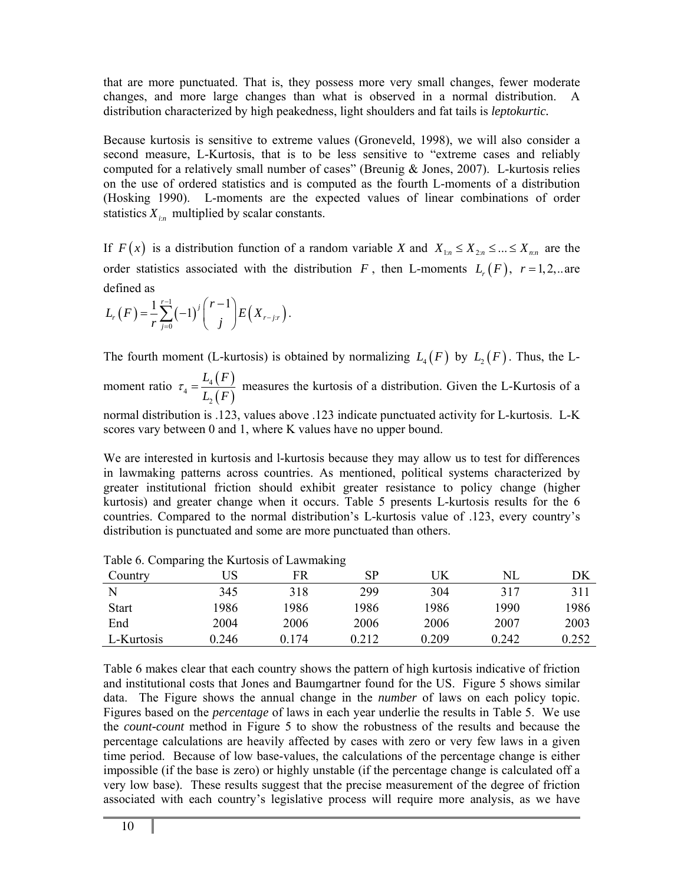that are more punctuated. That is, they possess more very small changes, fewer moderate changes, and more large changes than what is observed in a normal distribution. A distribution characterized by high peakedness, light shoulders and fat tails is *leptokurtic.*

Because kurtosis is sensitive to extreme values (Groneveld, 1998), we will also consider a second measure, L-Kurtosis, that is to be less sensitive to "extreme cases and reliably computed for a relatively small number of cases" (Breunig & Jones, 2007). L-kurtosis relies on the use of ordered statistics and is computed as the fourth L-moments of a distribution (Hosking 1990). L-moments are the expected values of linear combinations of order statistics $X_{i:n}$ multiplied by scalar constants.

If $F(x)$ is a distribution function of a random variable $X$ and $X_{1:n} \le X_{2:n} \le ... \le X_{n:n}$ are the order statistics associated with the distribution $F$, then L-moments $L_r(F),\ r = 1,2,..$ are defined as

$$L_r(F) = \frac{1}{r}\sum_{j=0}^{r-1}(-1)^j \binom{r-1}{j} E\left(X_{r-j:r}\right).$$

The fourth moment (L-kurtosis) is obtained by normalizing $L_4(F)$ by $L_2(F)$. Thus, the L-moment ratio $\tau_4 = \dfrac{L_4(F)}{L_2(F)}$ measures the kurtosis of a distribution. Given the L-Kurtosis of a normal distribution is .123, values above .123 indicate punctuated activity for L-kurtosis. L-K scores vary between 0 and 1, where K values have no upper bound.

We are interested in kurtosis and l-kurtosis because they may allow us to test for differences in lawmaking patterns across countries. As mentioned, political systems characterized by greater institutional friction should exhibit greater resistance to policy change (higher kurtosis) and greater change when it occurs. Table 5 presents L-kurtosis results for the 6 countries. Compared to the normal distribution's L-kurtosis value of .123, every country's distribution is punctuated and some are more punctuated than others.

Table 6. Comparing the Kurtosis of Lawmaking

| Country | US | FR | SP | UK | NL | DK |
|---|---|---|---|---|---|---|
| N | 345 | 318 | 299 | 304 | 317 | 311 |
| Start | 1986 | 1986 | 1986 | 1986 | 1990 | 1986 |
| End | 2004 | 2006 | 2006 | 2006 | 2007 | 2003 |
| L-Kurtosis | 0.246 | 0.174 | 0.212 | 0.209 | 0.242 | 0.252 |

Table 6 makes clear that each country shows the pattern of high kurtosis indicative of friction and institutional costs that Jones and Baumgartner found for the US. Figure 5 shows similar data. The Figure shows the annual change in the *number* of laws on each policy topic. Figures based on the *percentage* of laws in each year underlie the results in Table 5. We use the *count-count* method in Figure 5 to show the robustness of the results and because the percentage calculations are heavily affected by cases with zero or very few laws in a given time period. Because of low base-values, the calculations of the percentage change is either impossible (if the base is zero) or highly unstable (if the percentage change is calculated off a very low base). These results suggest that the precise measurement of the degree of friction associated with each country's legislative process will require more analysis, as we have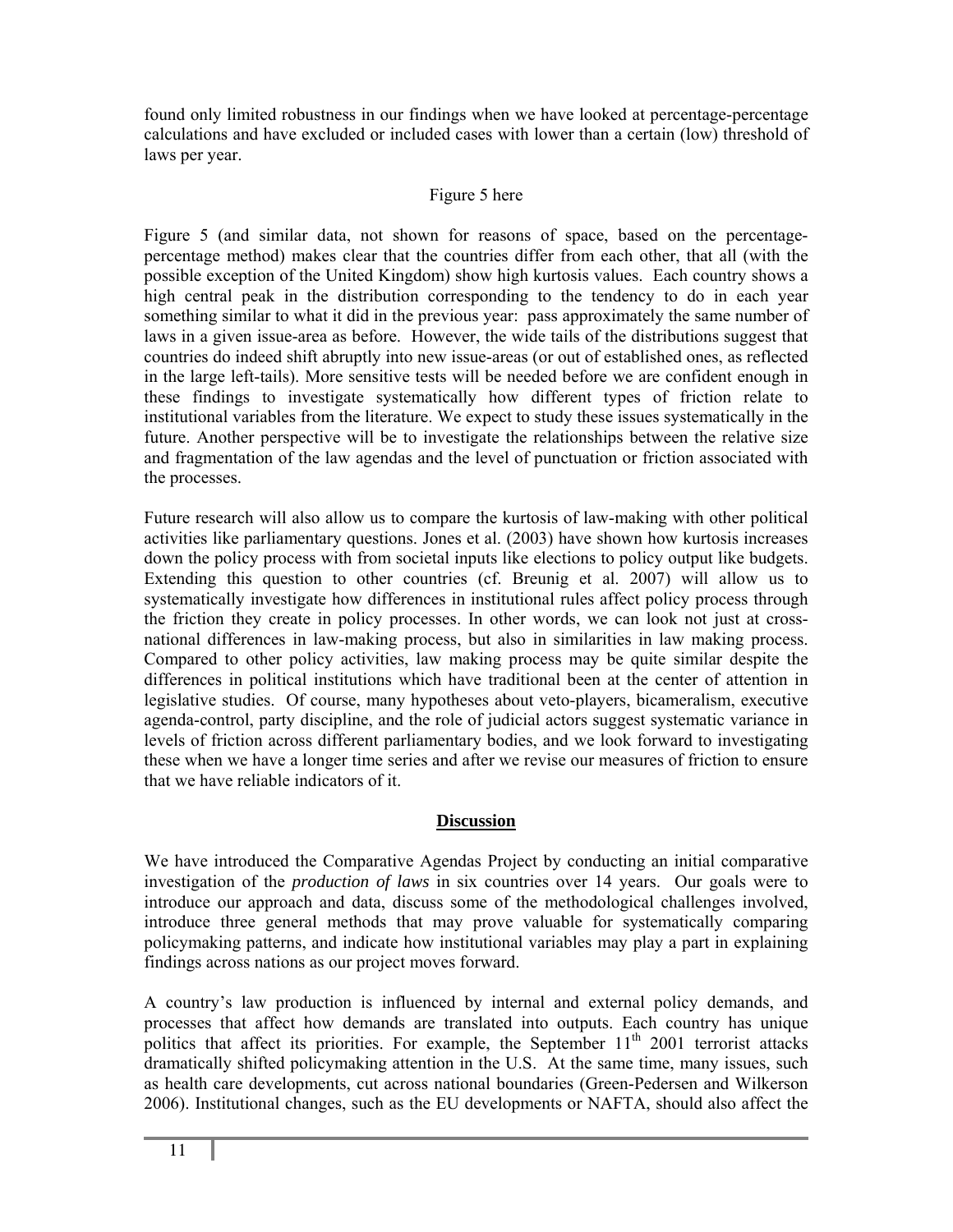found only limited robustness in our findings when we have looked at percentage-percentage calculations and have excluded or included cases with lower than a certain (low) threshold of laws per year.

Figure 5 here

Figure 5 (and similar data, not shown for reasons of space, based on the percentage-percentage method) makes clear that the countries differ from each other, that all (with the possible exception of the United Kingdom) show high kurtosis values. Each country shows a high central peak in the distribution corresponding to the tendency to do in each year something similar to what it did in the previous year: pass approximately the same number of laws in a given issue-area as before. However, the wide tails of the distributions suggest that countries do indeed shift abruptly into new issue-areas (or out of established ones, as reflected in the large left-tails). More sensitive tests will be needed before we are confident enough in these findings to investigate systematically how different types of friction relate to institutional variables from the literature. We expect to study these issues systematically in the future. Another perspective will be to investigate the relationships between the relative size and fragmentation of the law agendas and the level of punctuation or friction associated with the processes.

Future research will also allow us to compare the kurtosis of law-making with other political activities like parliamentary questions. Jones et al. (2003) have shown how kurtosis increases down the policy process with from societal inputs like elections to policy output like budgets. Extending this question to other countries (cf. Breunig et al. 2007) will allow us to systematically investigate how differences in institutional rules affect policy process through the friction they create in policy processes. In other words, we can look not just at cross-national differences in law-making process, but also in similarities in law making process. Compared to other policy activities, law making process may be quite similar despite the differences in political institutions which have traditional been at the center of attention in legislative studies. Of course, many hypotheses about veto-players, bicameralism, executive agenda-control, party discipline, and the role of judicial actors suggest systematic variance in levels of friction across different parliamentary bodies, and we look forward to investigating these when we have a longer time series and after we revise our measures of friction to ensure that we have reliable indicators of it.

## Discussion

We have introduced the Comparative Agendas Project by conducting an initial comparative investigation of the *production of laws* in six countries over 14 years. Our goals were to introduce our approach and data, discuss some of the methodological challenges involved, introduce three general methods that may prove valuable for systematically comparing policymaking patterns, and indicate how institutional variables may play a part in explaining findings across nations as our project moves forward.

A country's law production is influenced by internal and external policy demands, and processes that affect how demands are translated into outputs. Each country has unique politics that affect its priorities. For example, the September 11th 2001 terrorist attacks dramatically shifted policymaking attention in the U.S. At the same time, many issues, such as health care developments, cut across national boundaries (Green-Pedersen and Wilkerson 2006). Institutional changes, such as the EU developments or NAFTA, should also affect the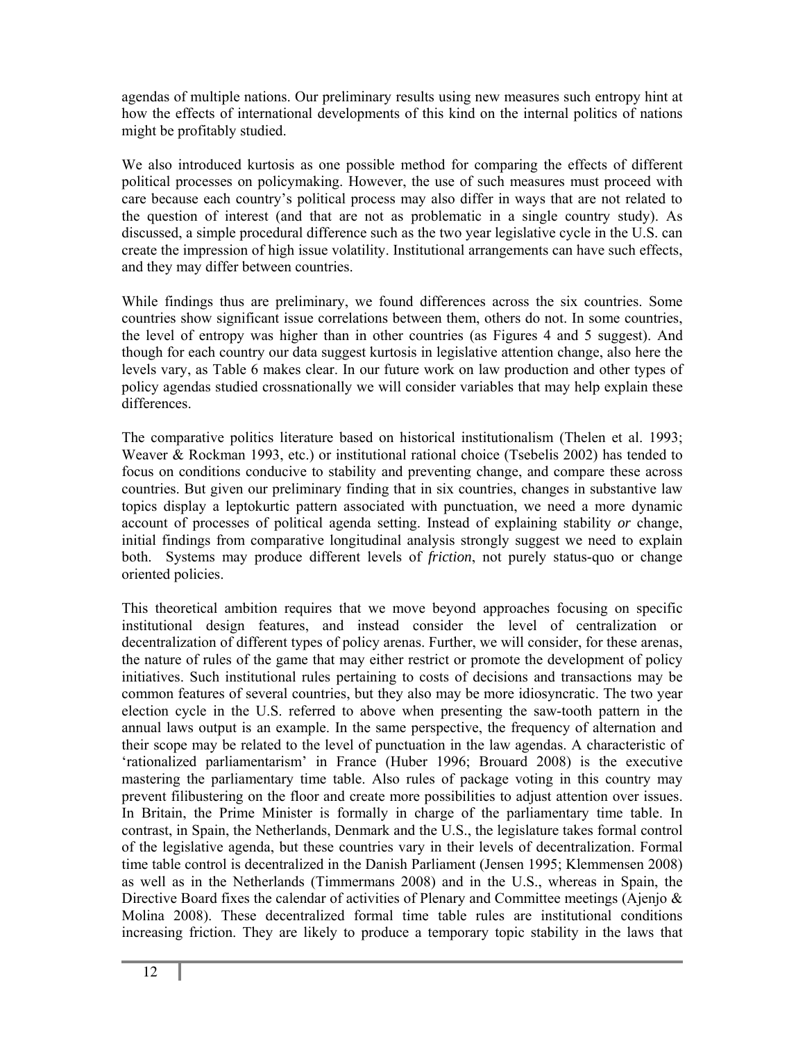agendas of multiple nations. Our preliminary results using new measures such entropy hint at how the effects of international developments of this kind on the internal politics of nations might be profitably studied.

We also introduced kurtosis as one possible method for comparing the effects of different political processes on policymaking. However, the use of such measures must proceed with care because each country's political process may also differ in ways that are not related to the question of interest (and that are not as problematic in a single country study). As discussed, a simple procedural difference such as the two year legislative cycle in the U.S. can create the impression of high issue volatility. Institutional arrangements can have such effects, and they may differ between countries.

While findings thus are preliminary, we found differences across the six countries. Some countries show significant issue correlations between them, others do not. In some countries, the level of entropy was higher than in other countries (as Figures 4 and 5 suggest). And though for each country our data suggest kurtosis in legislative attention change, also here the levels vary, as Table 6 makes clear. In our future work on law production and other types of policy agendas studied crossnationally we will consider variables that may help explain these differences.

The comparative politics literature based on historical institutionalism (Thelen et al. 1993; Weaver & Rockman 1993, etc.) or institutional rational choice (Tsebelis 2002) has tended to focus on conditions conducive to stability and preventing change, and compare these across countries. But given our preliminary finding that in six countries, changes in substantive law topics display a leptokurtic pattern associated with punctuation, we need a more dynamic account of processes of political agenda setting. Instead of explaining stability *or* change, initial findings from comparative longitudinal analysis strongly suggest we need to explain both. Systems may produce different levels of *friction*, not purely status-quo or change oriented policies.

This theoretical ambition requires that we move beyond approaches focusing on specific institutional design features, and instead consider the level of centralization or decentralization of different types of policy arenas. Further, we will consider, for these arenas, the nature of rules of the game that may either restrict or promote the development of policy initiatives. Such institutional rules pertaining to costs of decisions and transactions may be common features of several countries, but they also may be more idiosyncratic. The two year election cycle in the U.S. referred to above when presenting the saw-tooth pattern in the annual laws output is an example. In the same perspective, the frequency of alternation and their scope may be related to the level of punctuation in the law agendas. A characteristic of 'rationalized parliamentarism' in France (Huber 1996; Brouard 2008) is the executive mastering the parliamentary time table. Also rules of package voting in this country may prevent filibustering on the floor and create more possibilities to adjust attention over issues. In Britain, the Prime Minister is formally in charge of the parliamentary time table. In contrast, in Spain, the Netherlands, Denmark and the U.S., the legislature takes formal control of the legislative agenda, but these countries vary in their levels of decentralization. Formal time table control is decentralized in the Danish Parliament (Jensen 1995; Klemmensen 2008) as well as in the Netherlands (Timmermans 2008) and in the U.S., whereas in Spain, the Directive Board fixes the calendar of activities of Plenary and Committee meetings (Ajenjo & Molina 2008). These decentralized formal time table rules are institutional conditions increasing friction. They are likely to produce a temporary topic stability in the laws that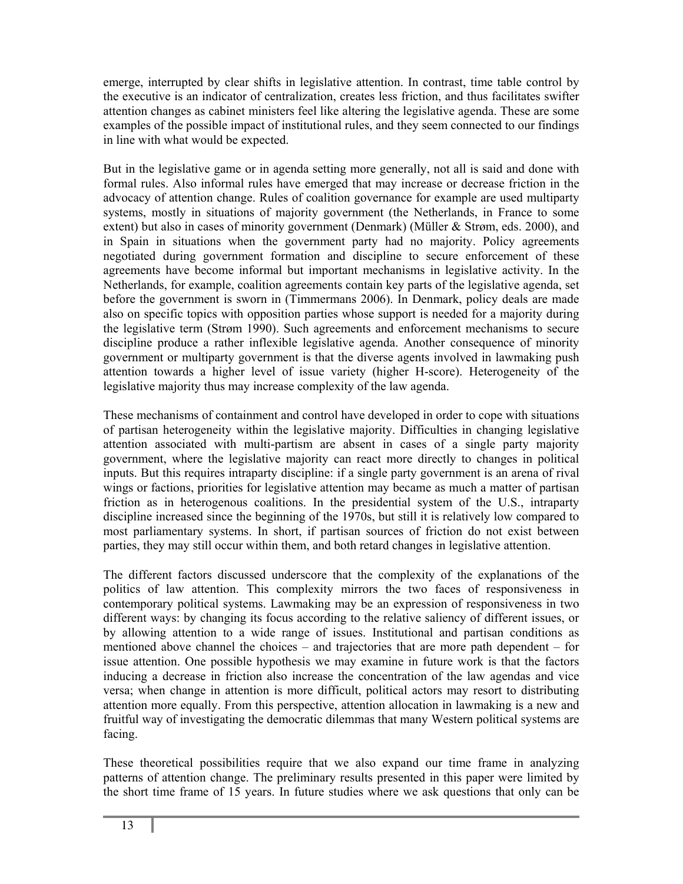emerge, interrupted by clear shifts in legislative attention. In contrast, time table control by the executive is an indicator of centralization, creates less friction, and thus facilitates swifter attention changes as cabinet ministers feel like altering the legislative agenda. These are some examples of the possible impact of institutional rules, and they seem connected to our findings in line with what would be expected.

But in the legislative game or in agenda setting more generally, not all is said and done with formal rules. Also informal rules have emerged that may increase or decrease friction in the advocacy of attention change. Rules of coalition governance for example are used multiparty systems, mostly in situations of majority government (the Netherlands, in France to some extent) but also in cases of minority government (Denmark) (Müller & Strøm, eds. 2000), and in Spain in situations when the government party had no majority. Policy agreements negotiated during government formation and discipline to secure enforcement of these agreements have become informal but important mechanisms in legislative activity. In the Netherlands, for example, coalition agreements contain key parts of the legislative agenda, set before the government is sworn in (Timmermans 2006). In Denmark, policy deals are made also on specific topics with opposition parties whose support is needed for a majority during the legislative term (Strøm 1990). Such agreements and enforcement mechanisms to secure discipline produce a rather inflexible legislative agenda. Another consequence of minority government or multiparty government is that the diverse agents involved in lawmaking push attention towards a higher level of issue variety (higher H-score). Heterogeneity of the legislative majority thus may increase complexity of the law agenda.

These mechanisms of containment and control have developed in order to cope with situations of partisan heterogeneity within the legislative majority. Difficulties in changing legislative attention associated with multi-partism are absent in cases of a single party majority government, where the legislative majority can react more directly to changes in political inputs. But this requires intraparty discipline: if a single party government is an arena of rival wings or factions, priorities for legislative attention may became as much a matter of partisan friction as in heterogenous coalitions. In the presidential system of the U.S., intraparty discipline increased since the beginning of the 1970s, but still it is relatively low compared to most parliamentary systems. In short, if partisan sources of friction do not exist between parties, they may still occur within them, and both retard changes in legislative attention.

The different factors discussed underscore that the complexity of the explanations of the politics of law attention. This complexity mirrors the two faces of responsiveness in contemporary political systems. Lawmaking may be an expression of responsiveness in two different ways: by changing its focus according to the relative saliency of different issues, or by allowing attention to a wide range of issues. Institutional and partisan conditions as mentioned above channel the choices – and trajectories that are more path dependent – for issue attention. One possible hypothesis we may examine in future work is that the factors inducing a decrease in friction also increase the concentration of the law agendas and vice versa; when change in attention is more difficult, political actors may resort to distributing attention more equally. From this perspective, attention allocation in lawmaking is a new and fruitful way of investigating the democratic dilemmas that many Western political systems are facing.

These theoretical possibilities require that we also expand our time frame in analyzing patterns of attention change. The preliminary results presented in this paper were limited by the short time frame of 15 years. In future studies where we ask questions that only can be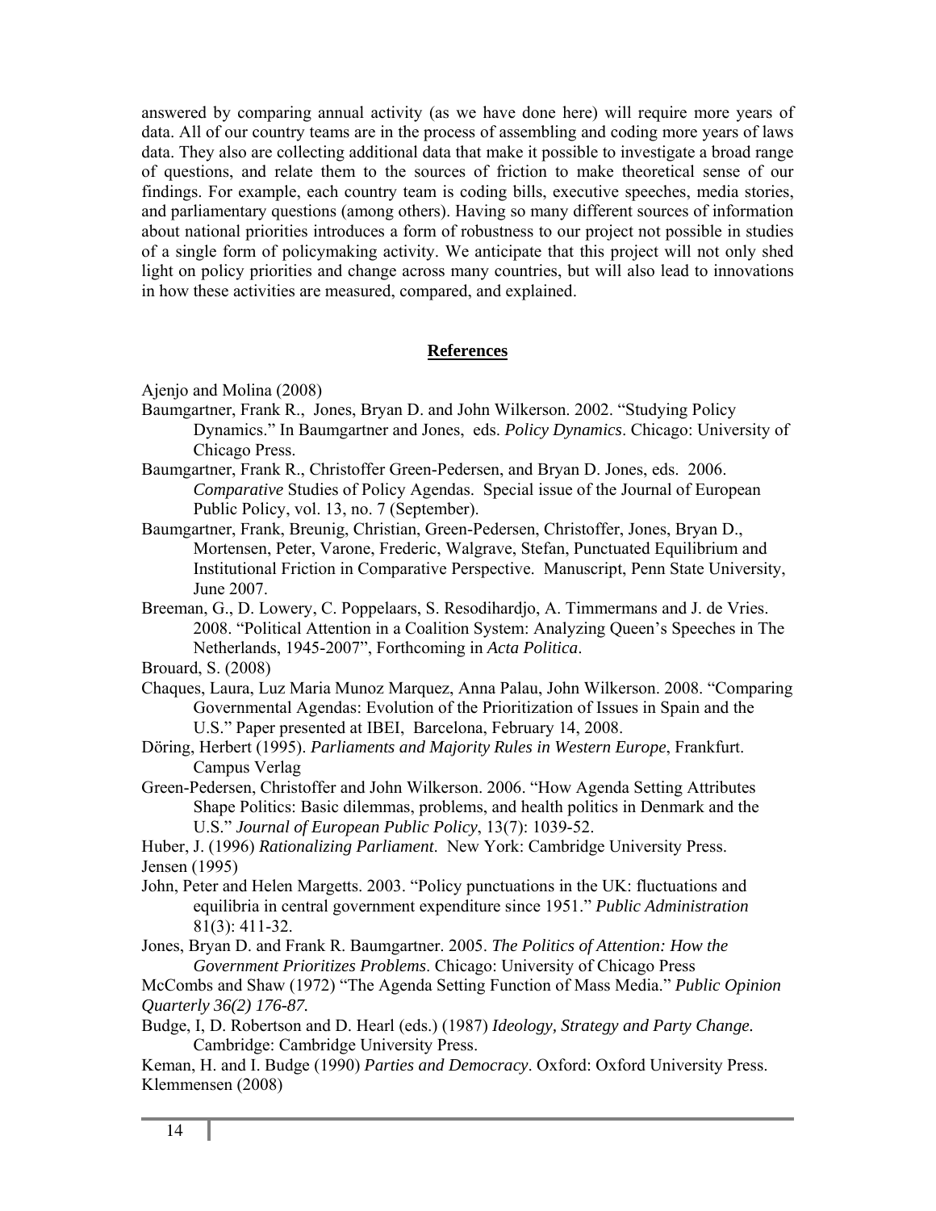answered by comparing annual activity (as we have done here) will require more years of data. All of our country teams are in the process of assembling and coding more years of laws data. They also are collecting additional data that make it possible to investigate a broad range of questions, and relate them to the sources of friction to make theoretical sense of our findings. For example, each country team is coding bills, executive speeches, media stories, and parliamentary questions (among others). Having so many different sources of information about national priorities introduces a form of robustness to our project not possible in studies of a single form of policymaking activity. We anticipate that this project will not only shed light on policy priorities and change across many countries, but will also lead to innovations in how these activities are measured, compared, and explained.

## References

Ajenjo and Molina (2008)

Baumgartner, Frank R., Jones, Bryan D. and John Wilkerson. 2002. "Studying Policy Dynamics." In Baumgartner and Jones, eds. *Policy Dynamics*. Chicago: University of Chicago Press.

Baumgartner, Frank R., Christoffer Green-Pedersen, and Bryan D. Jones, eds. 2006. *Comparative* Studies of Policy Agendas. Special issue of the Journal of European Public Policy, vol. 13, no. 7 (September).

Baumgartner, Frank, Breunig, Christian, Green-Pedersen, Christoffer, Jones, Bryan D., Mortensen, Peter, Varone, Frederic, Walgrave, Stefan, Punctuated Equilibrium and Institutional Friction in Comparative Perspective. Manuscript, Penn State University, June 2007.

Breeman, G., D. Lowery, C. Poppelaars, S. Resodihardjo, A. Timmermans and J. de Vries. 2008. "Political Attention in a Coalition System: Analyzing Queen's Speeches in The Netherlands, 1945-2007", Forthcoming in *Acta Politica*.

Brouard, S. (2008)

Chaques, Laura, Luz Maria Munoz Marquez, Anna Palau, John Wilkerson. 2008. "Comparing Governmental Agendas: Evolution of the Prioritization of Issues in Spain and the U.S." Paper presented at IBEI, Barcelona, February 14, 2008.

Döring, Herbert (1995). *Parliaments and Majority Rules in Western Europe*, Frankfurt. Campus Verlag

Green-Pedersen, Christoffer and John Wilkerson. 2006. "How Agenda Setting Attributes Shape Politics: Basic dilemmas, problems, and health politics in Denmark and the U.S." *Journal of European Public Policy*, 13(7): 1039-52.

Huber, J. (1996) *Rationalizing Parliament*. New York: Cambridge University Press.

Jensen (1995)

John, Peter and Helen Margetts. 2003. "Policy punctuations in the UK: fluctuations and equilibria in central government expenditure since 1951." *Public Administration* 81(3): 411-32.

Jones, Bryan D. and Frank R. Baumgartner. 2005. *The Politics of Attention: How the Government Prioritizes Problems*. Chicago: University of Chicago Press

McCombs and Shaw (1972) "The Agenda Setting Function of Mass Media." *Public Opinion Quarterly 36(2) 176-87.*

Budge, I, D. Robertson and D. Hearl (eds.) (1987) *Ideology, Strategy and Party Change.* Cambridge: Cambridge University Press.

Keman, H. and I. Budge (1990) *Parties and Democracy*. Oxford: Oxford University Press.

Klemmensen (2008)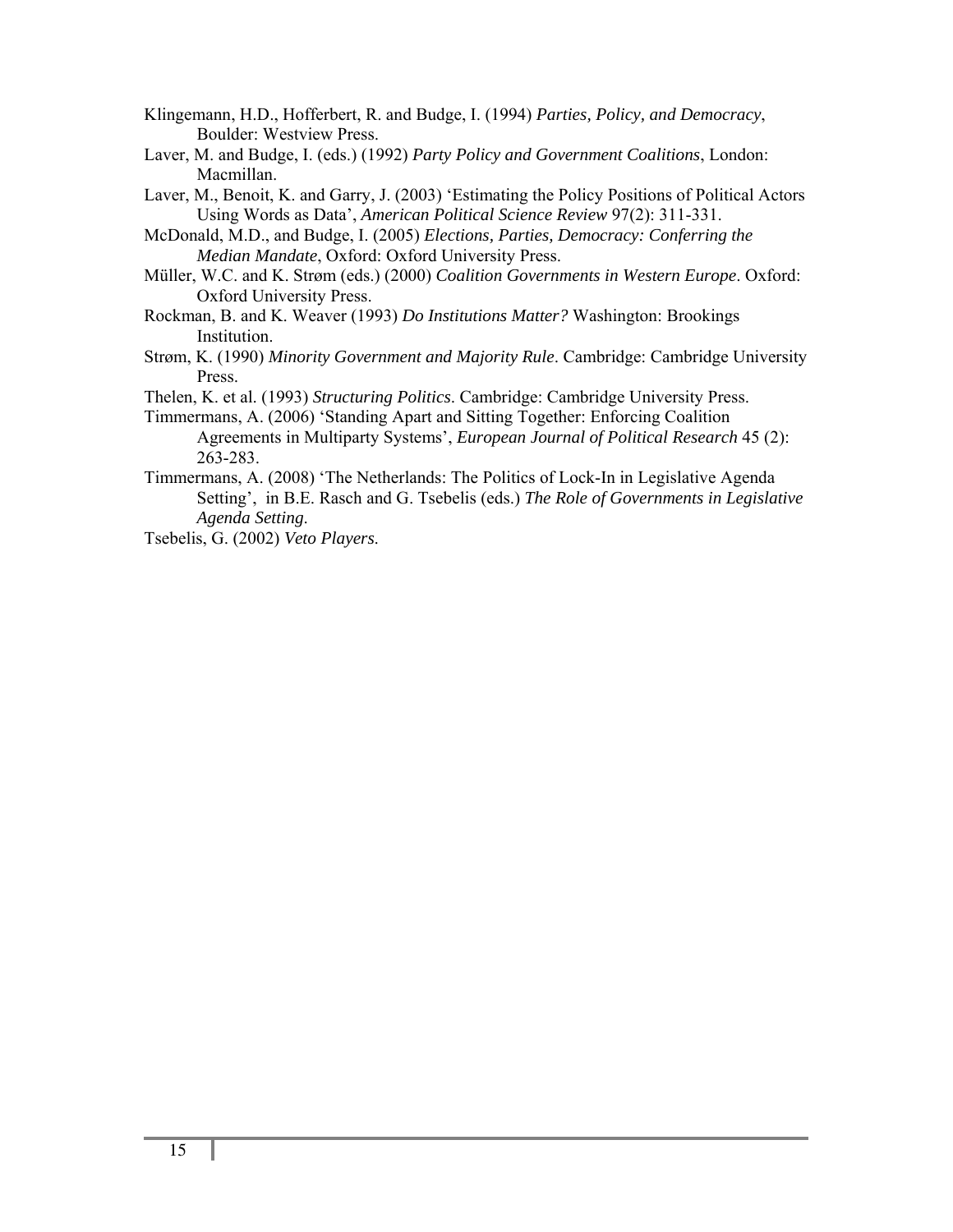Klingemann, H.D., Hofferbert, R. and Budge, I. (1994) *Parties, Policy, and Democracy*, Boulder: Westview Press.

Laver, M. and Budge, I. (eds.) (1992) *Party Policy and Government Coalitions*, London: Macmillan.

Laver, M., Benoit, K. and Garry, J. (2003) 'Estimating the Policy Positions of Political Actors Using Words as Data', *American Political Science Review* 97(2): 311-331.

McDonald, M.D., and Budge, I. (2005) *Elections, Parties, Democracy: Conferring the Median Mandate*, Oxford: Oxford University Press.

Müller, W.C. and K. Strøm (eds.) (2000) *Coalition Governments in Western Europe*. Oxford: Oxford University Press.

Rockman, B. and K. Weaver (1993) *Do Institutions Matter?* Washington: Brookings Institution.

Strøm, K. (1990) *Minority Government and Majority Rule*. Cambridge: Cambridge University Press.

Thelen, K. et al. (1993) *Structuring Politics*. Cambridge: Cambridge University Press.

Timmermans, A. (2006) 'Standing Apart and Sitting Together: Enforcing Coalition Agreements in Multiparty Systems', *European Journal of Political Research* 45 (2): 263-283.

Timmermans, A. (2008) 'The Netherlands: The Politics of Lock-In in Legislative Agenda Setting', in B.E. Rasch and G. Tsebelis (eds.) *The Role of Governments in Legislative Agenda Setting*.

Tsebelis, G. (2002) *Veto Players*.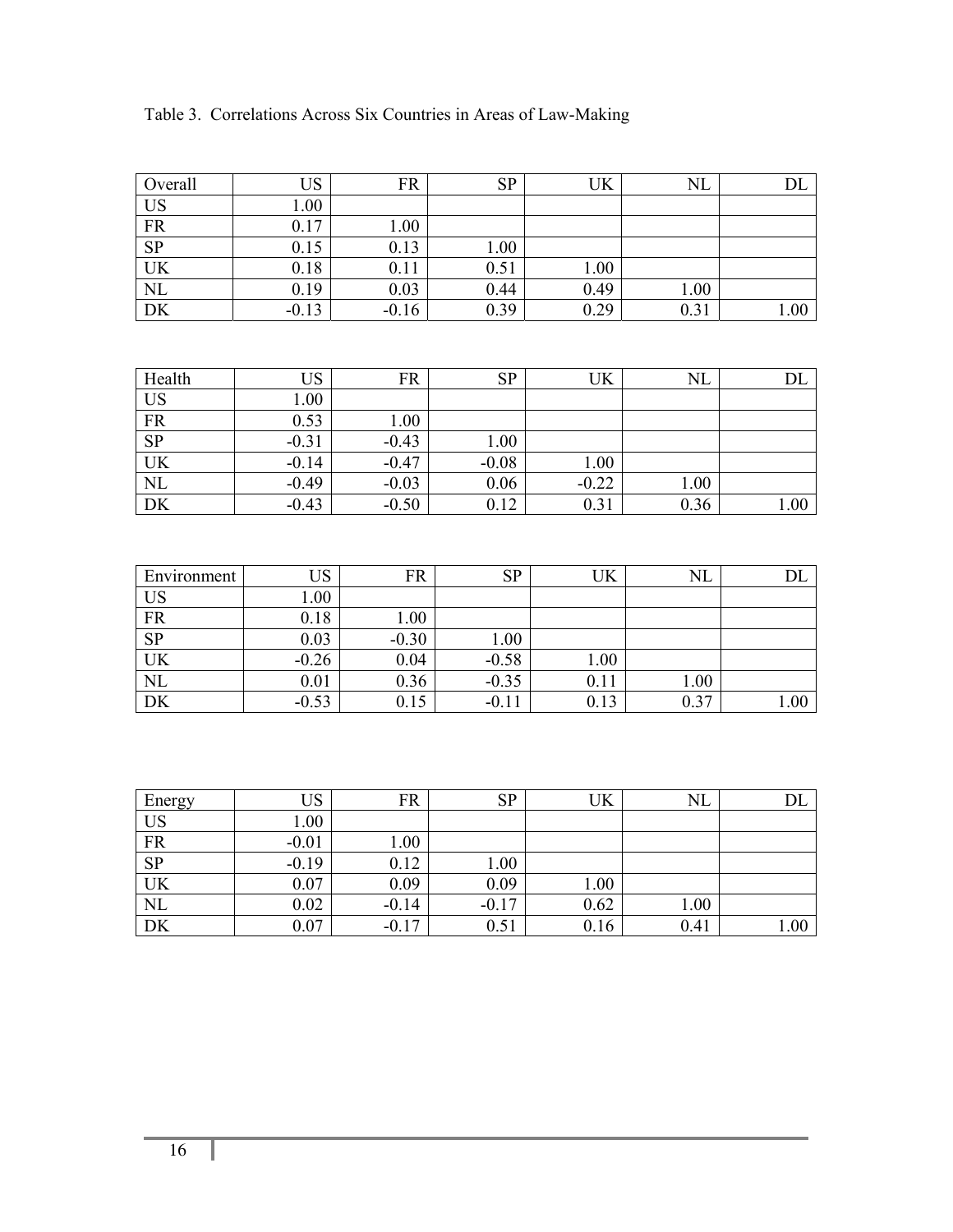Table 3. Correlations Across Six Countries in Areas of Law-Making

| Overall | US | FR | SP | UK | NL | DL |
|---|---|---|---|---|---|---|
| US | 1.00 | | | | | |
| FR | 0.17 | 1.00 | | | | |
| SP | 0.15 | 0.13 | 1.00 | | | |
| UK | 0.18 | 0.11 | 0.51 | 1.00 | | |
| NL | 0.19 | 0.03 | 0.44 | 0.49 | 1.00 | |
| DK | -0.13 | -0.16 | 0.39 | 0.29 | 0.31 | 1.00 |

| Health | US | FR | SP | UK | NL | DL |
|---|---|---|---|---|---|---|
| US | 1.00 | | | | | |
| FR | 0.53 | 1.00 | | | | |
| SP | -0.31 | -0.43 | 1.00 | | | |
| UK | -0.14 | -0.47 | -0.08 | 1.00 | | |
| NL | -0.49 | -0.03 | 0.06 | -0.22 | 1.00 | |
| DK | -0.43 | -0.50 | 0.12 | 0.31 | 0.36 | 1.00 |

| Environment | US | FR | SP | UK | NL | DL |
|---|---|---|---|---|---|---|
| US | 1.00 | | | | | |
| FR | 0.18 | 1.00 | | | | |
| SP | 0.03 | -0.30 | 1.00 | | | |
| UK | -0.26 | 0.04 | -0.58 | 1.00 | | |
| NL | 0.01 | 0.36 | -0.35 | 0.11 | 1.00 | |
| DK | -0.53 | 0.15 | -0.11 | 0.13 | 0.37 | 1.00 |

| Energy | US | FR | SP | UK | NL | DL |
|---|---|---|---|---|---|---|
| US | 1.00 | | | | | |
| FR | -0.01 | 1.00 | | | | |
| SP | -0.19 | 0.12 | 1.00 | | | |
| UK | 0.07 | 0.09 | 0.09 | 1.00 | | |
| NL | 0.02 | -0.14 | -0.17 | 0.62 | 1.00 | |
| DK | 0.07 | -0.17 | 0.51 | 0.16 | 0.41 | 1.00 |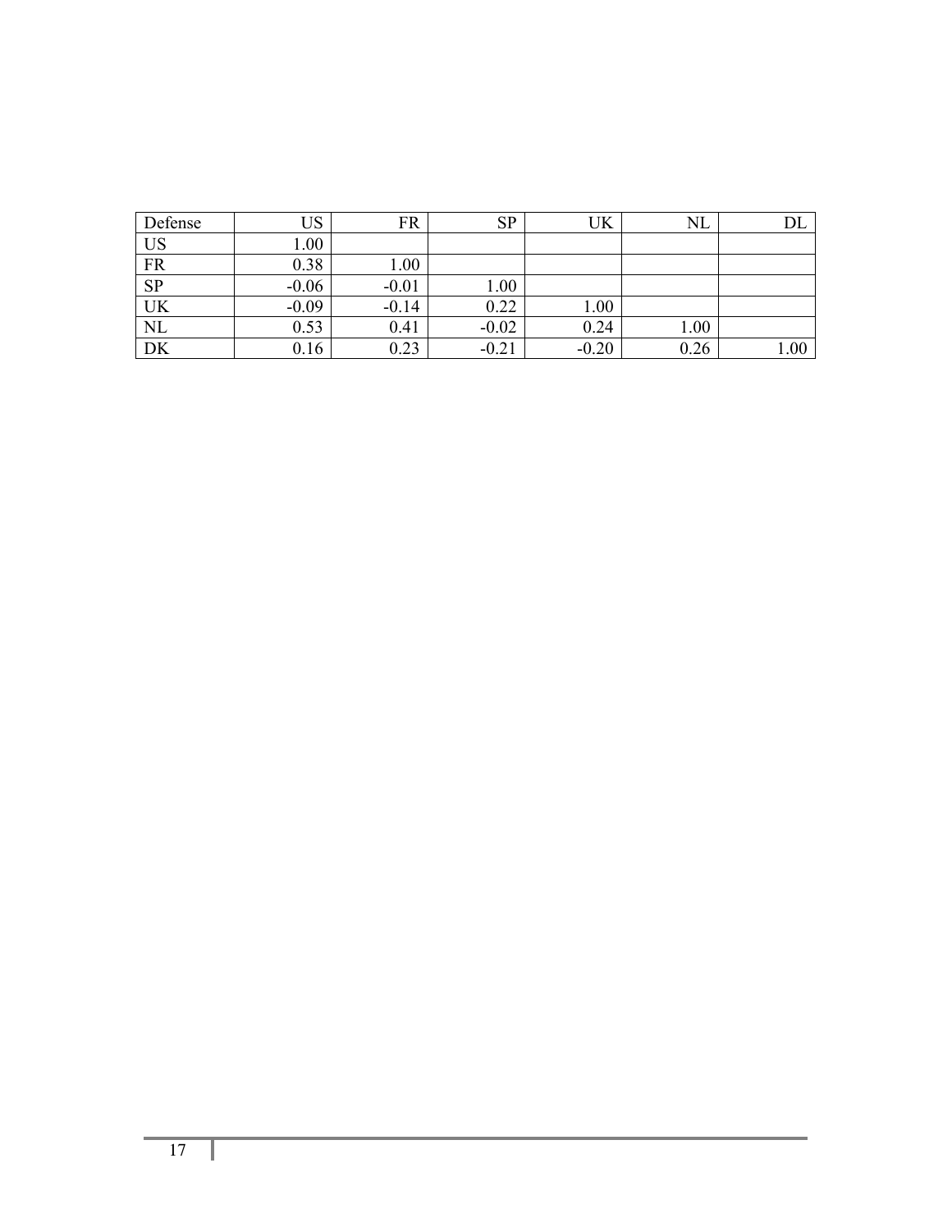| Defense | US | FR | SP | UK | NL | DL |
|---|---|---|---|---|---|---|
| US | 1.00 | | | | | |
| FR | 0.38 | 1.00 | | | | |
| SP | -0.06 | -0.01 | 1.00 | | | |
| UK | -0.09 | -0.14 | 0.22 | 1.00 | | |
| NL | 0.53 | 0.41 | -0.02 | 0.24 | 1.00 | |
| DK | 0.16 | 0.23 | -0.21 | -0.20 | 0.26 | 1.00 |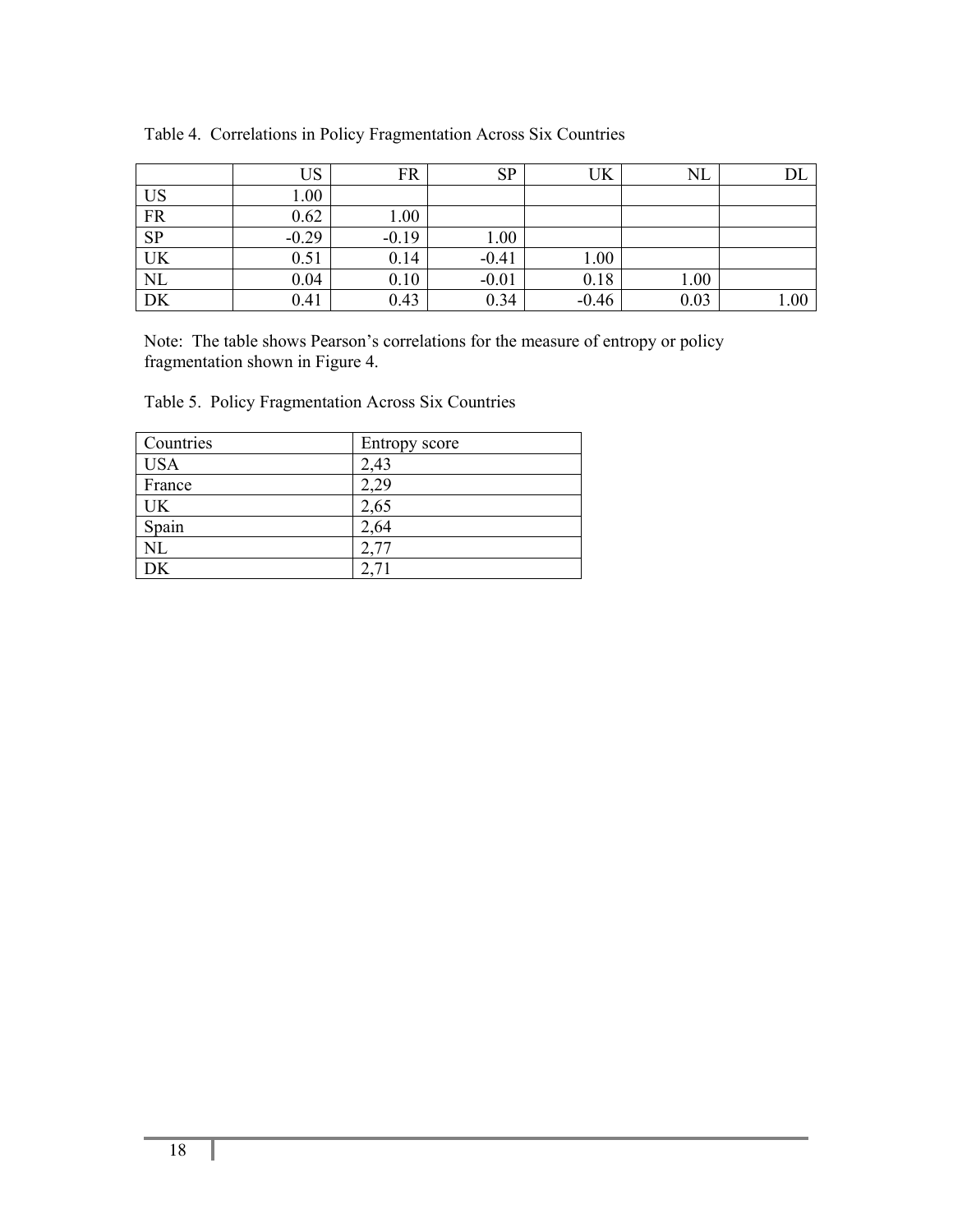Table 4. Correlations in Policy Fragmentation Across Six Countries

| | US | FR | SP | UK | NL | DL |
|---|---|---|---|---|---|---|
| US | 1.00 | | | | | |
| FR | 0.62 | 1.00 | | | | |
| SP | -0.29 | -0.19 | 1.00 | | | |
| UK | 0.51 | 0.14 | -0.41 | 1.00 | | |
| NL | 0.04 | 0.10 | -0.01 | 0.18 | 1.00 | |
| DK | 0.41 | 0.43 | 0.34 | -0.46 | 0.03 | 1.00 |

Note: The table shows Pearson's correlations for the measure of entropy or policy fragmentation shown in Figure 4.

Table 5. Policy Fragmentation Across Six Countries

| Countries | Entropy score |
|---|---|
| USA | 2,43 |
| France | 2,29 |
| UK | 2,65 |
| Spain | 2,64 |
| NL | 2,77 |
| DK | 2,71 |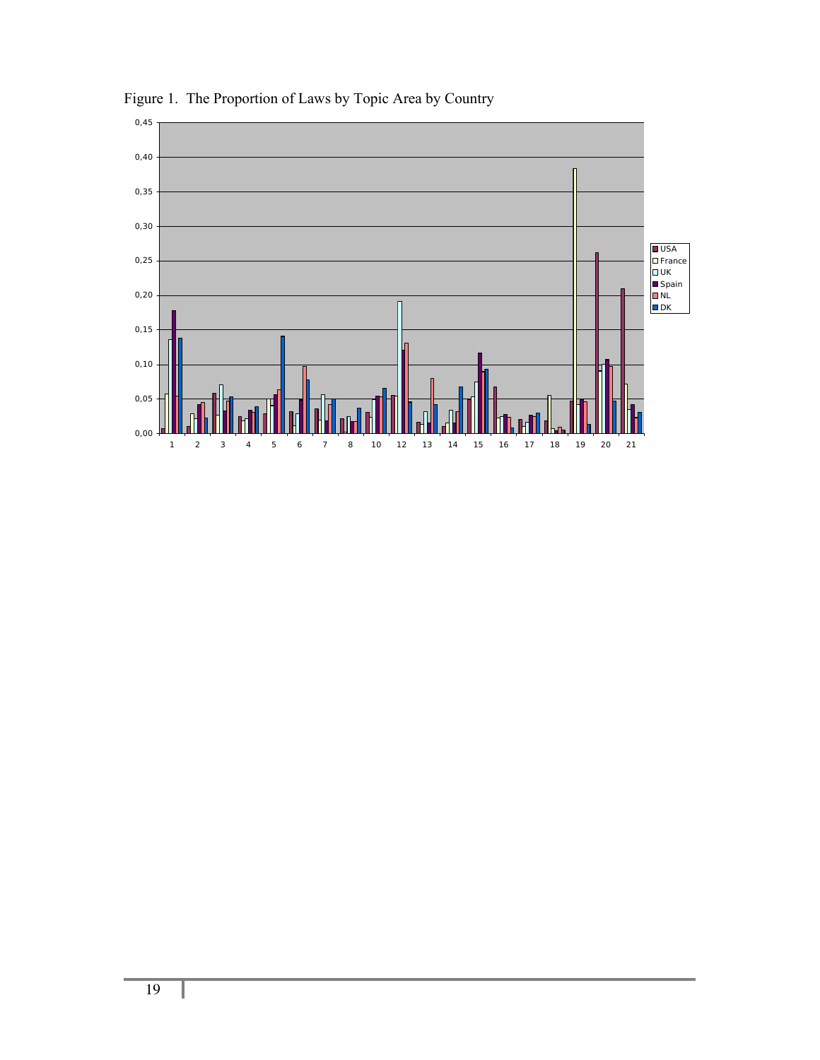Figure 1. The Proportion of Laws by Topic Area by Country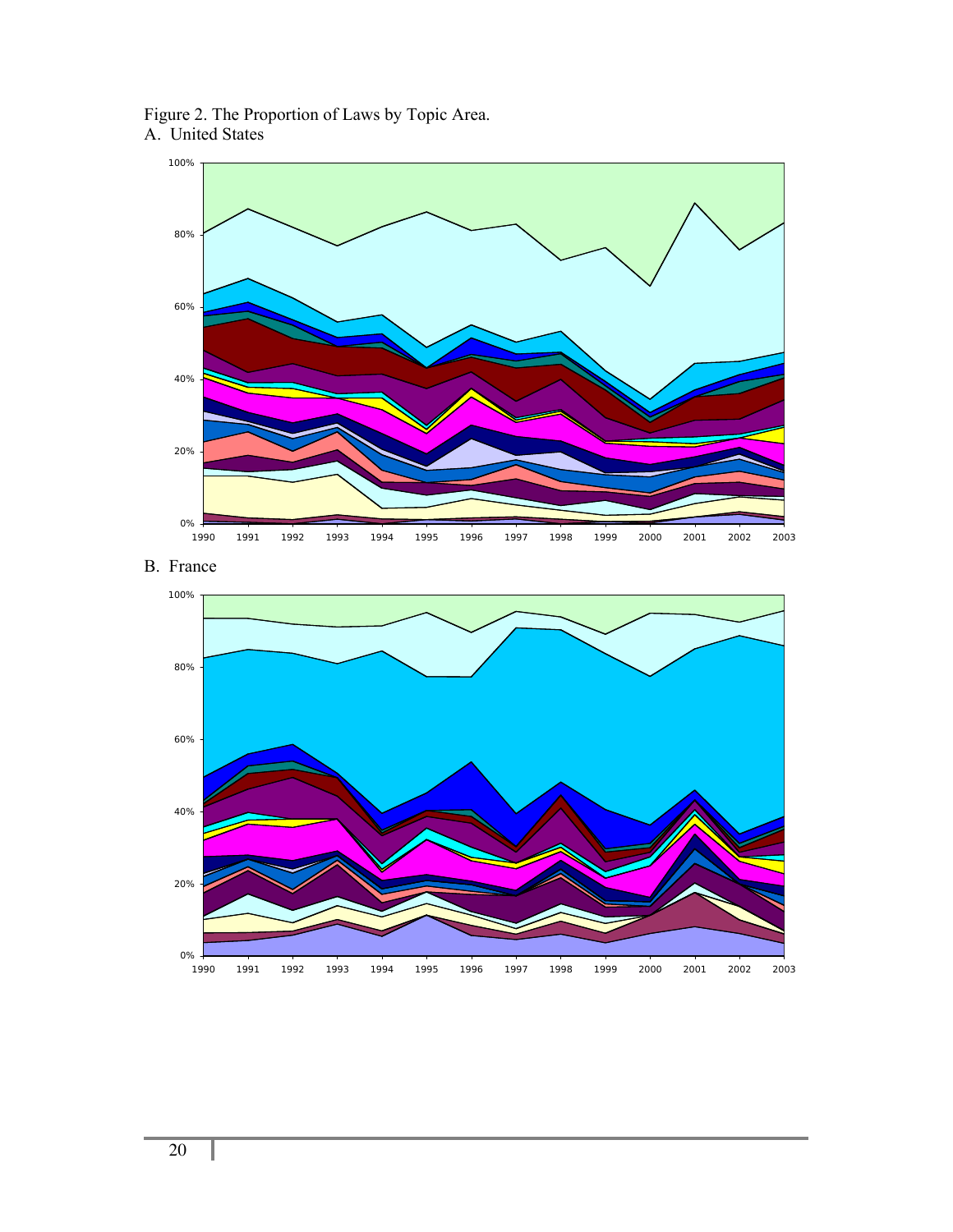Figure 2. The Proportion of Laws by Topic Area.

A. United States

B. France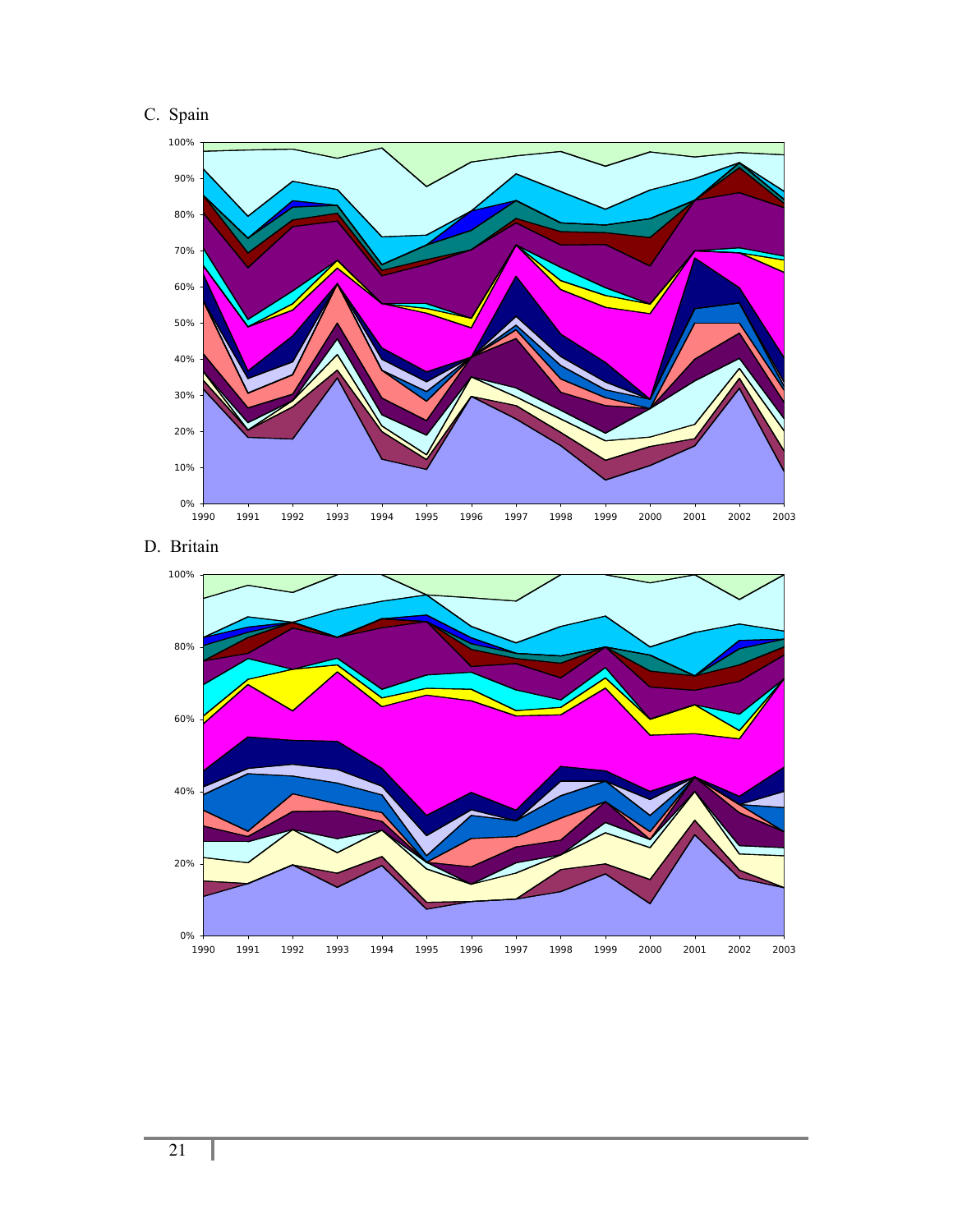C. Spain

D. Britain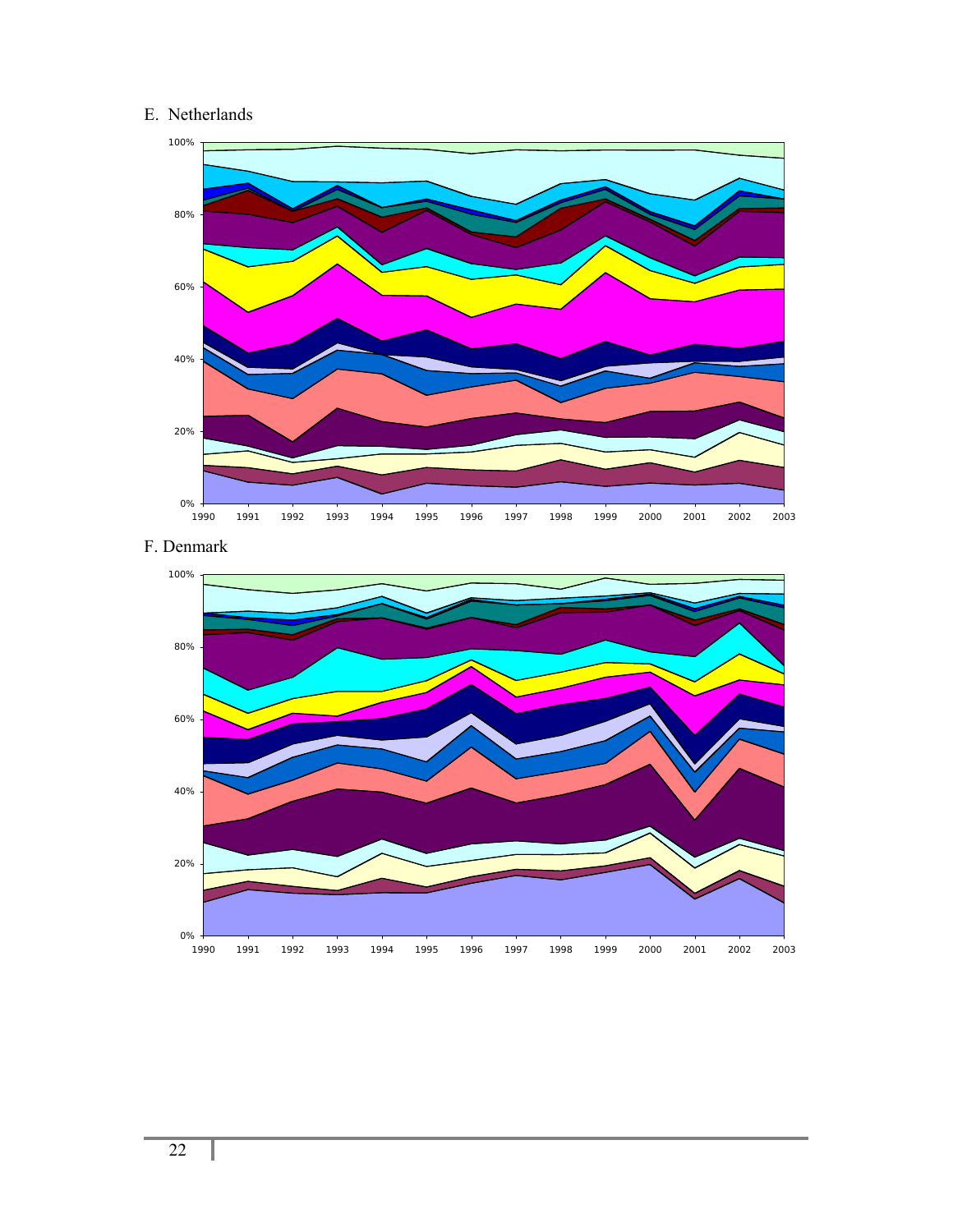E. Netherlands

100%
80%
60%
40%
20%
0%

1990 1991 1992 1993 1994 1995 1996 1997 1998 1999 2000 2001 2002 2003

F. Denmark

100%
80%
60%
40%
20%
0%

1990 1991 1992 1993 1994 1995 1996 1997 1998 1999 2000 2001 2002 2003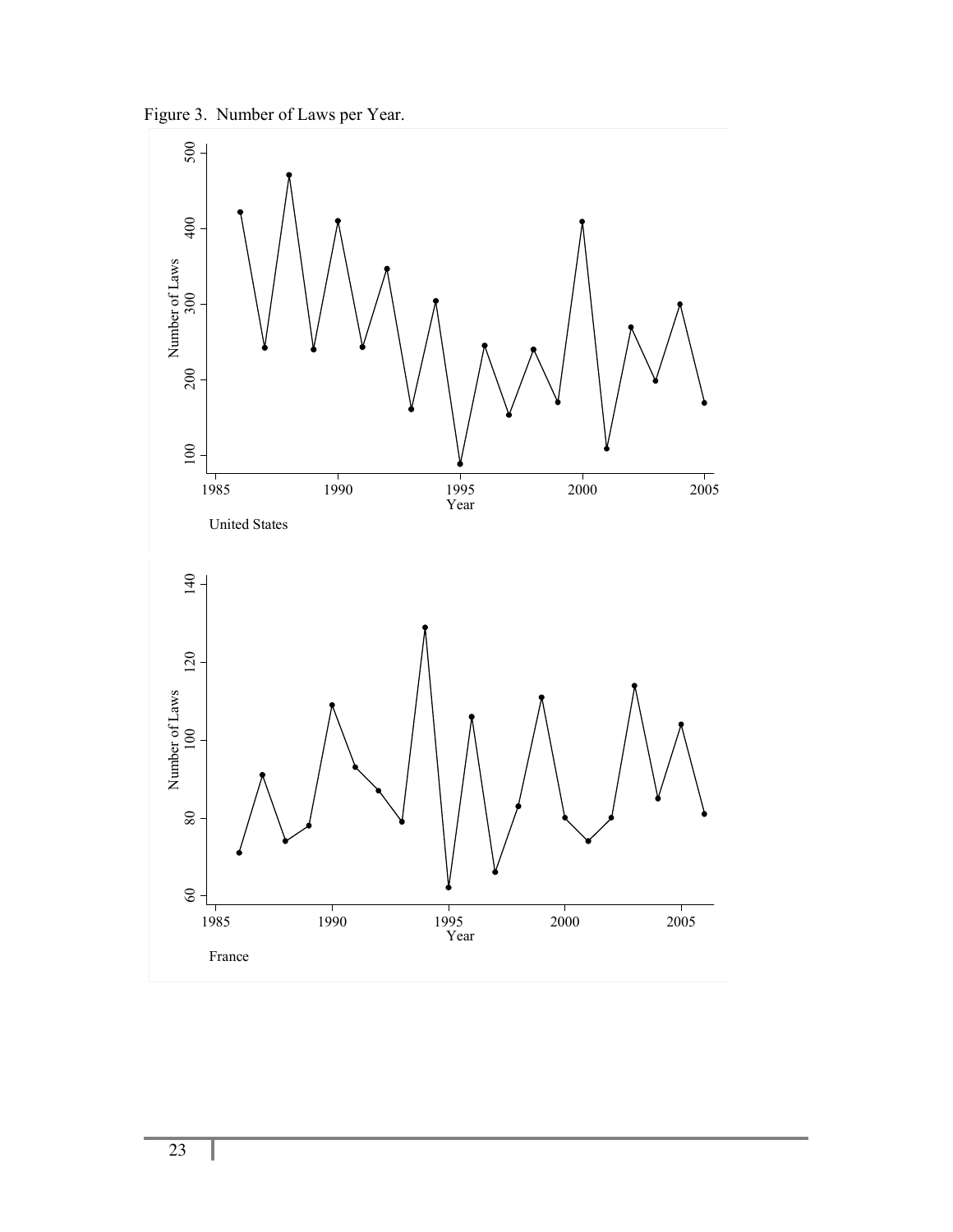Figure 3. Number of Laws per Year.

United States

France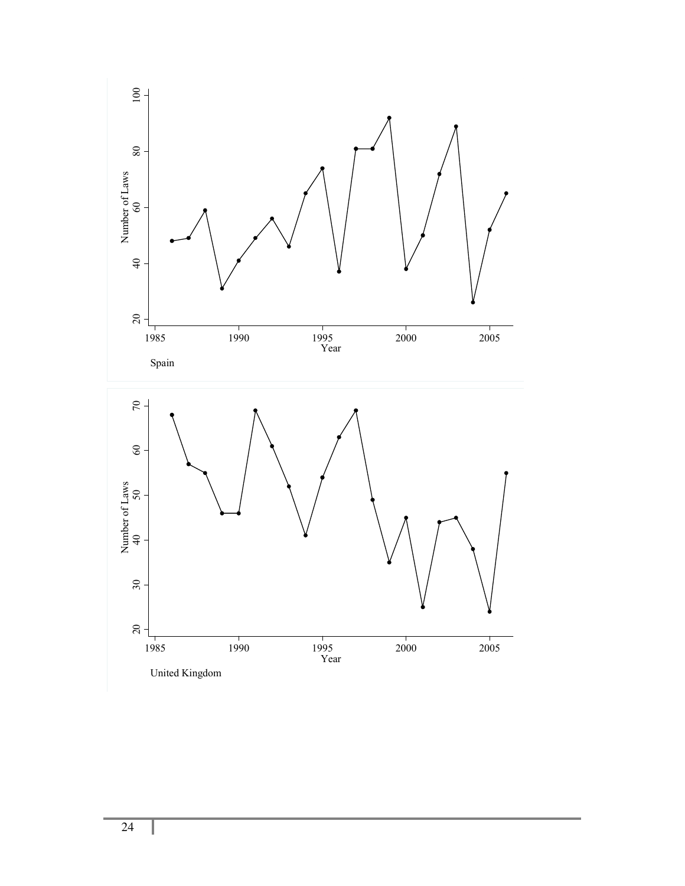Spain

United Kingdom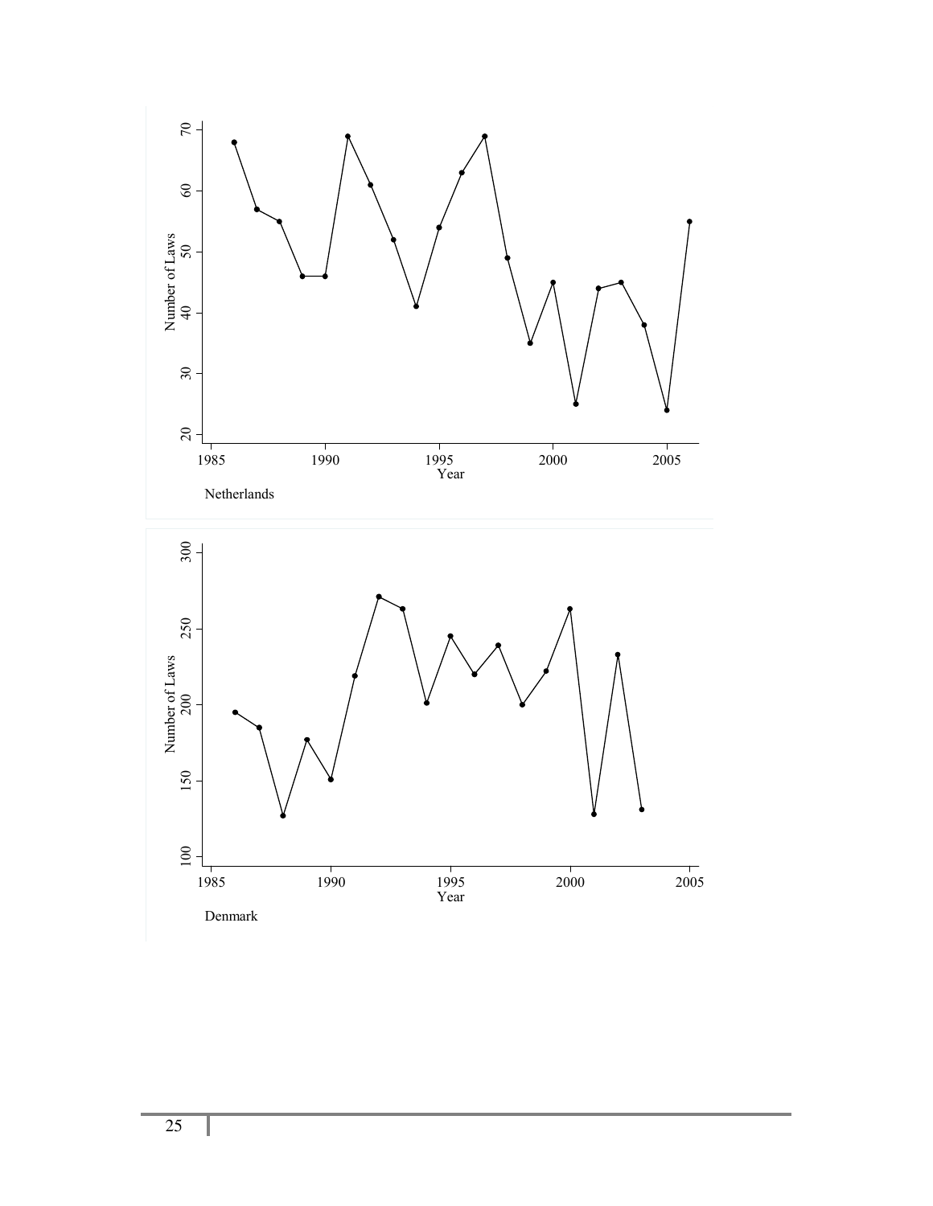Netherlands

Denmark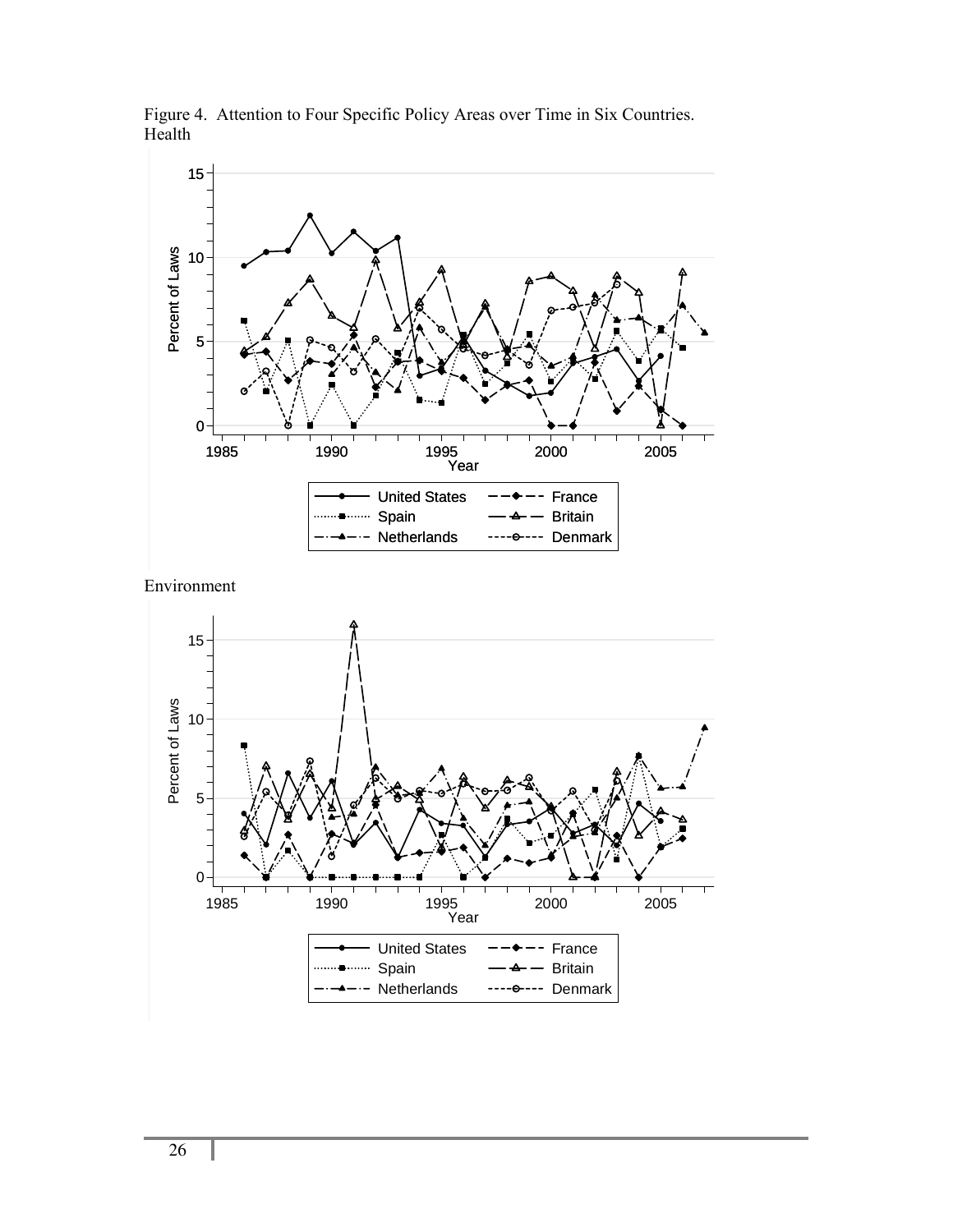Figure 4. Attention to Four Specific Policy Areas over Time in Six Countries.

Health

Environment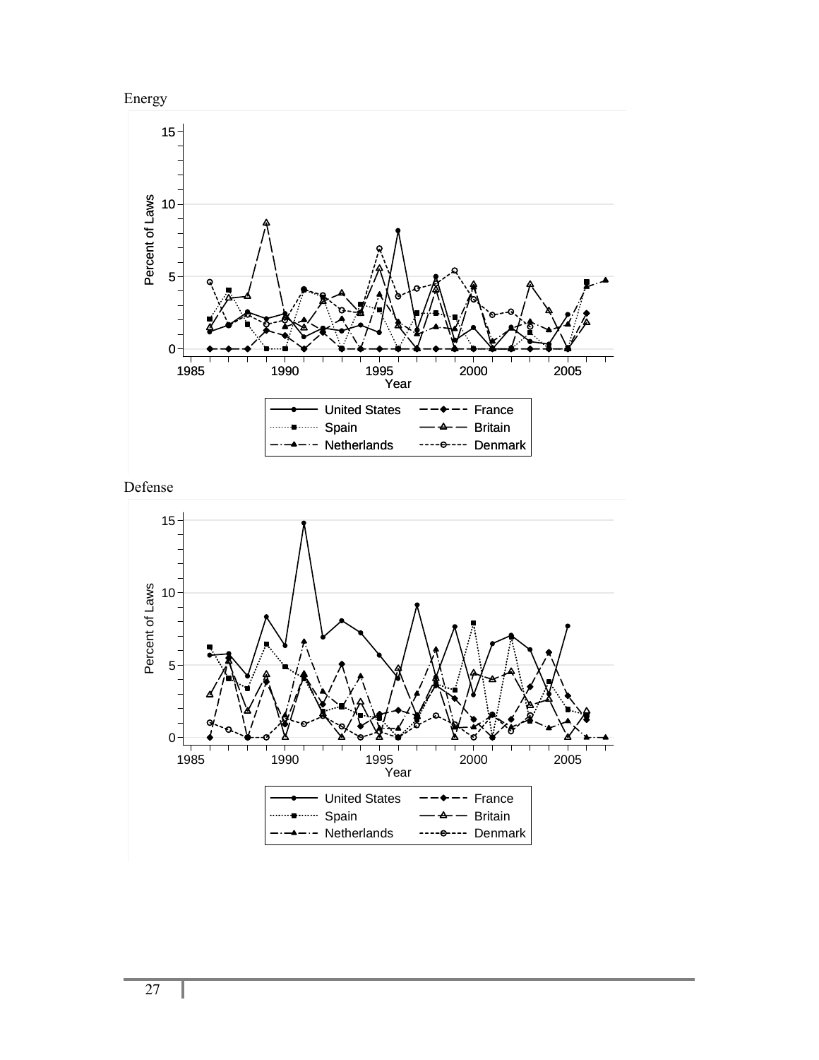Energy

Percent of Laws

Year

United States — France — Spain — Britain — Netherlands — Denmark

Defense

Percent of Laws

Year

United States — France — Spain — Britain — Netherlands — Denmark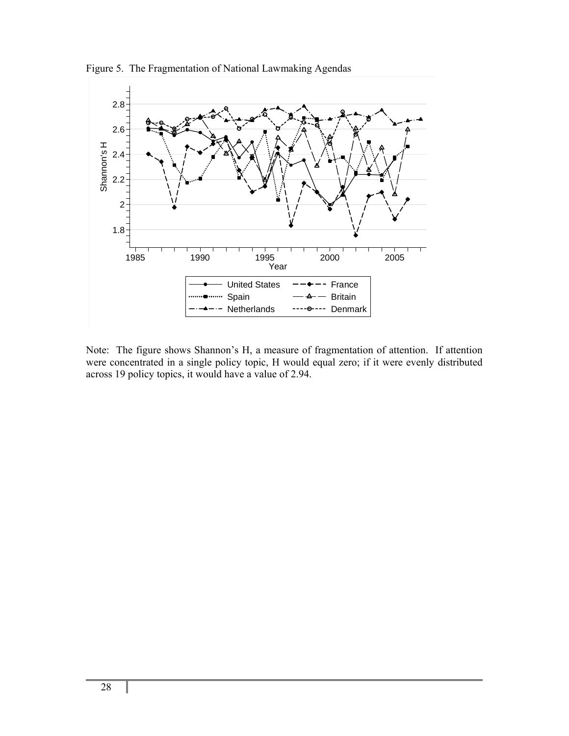Figure 5. The Fragmentation of National Lawmaking Agendas

Note: The figure shows Shannon's H, a measure of fragmentation of attention. If attention were concentrated in a single policy topic, H would equal zero; if it were evenly distributed across 19 policy topics, it would have a value of 2.94.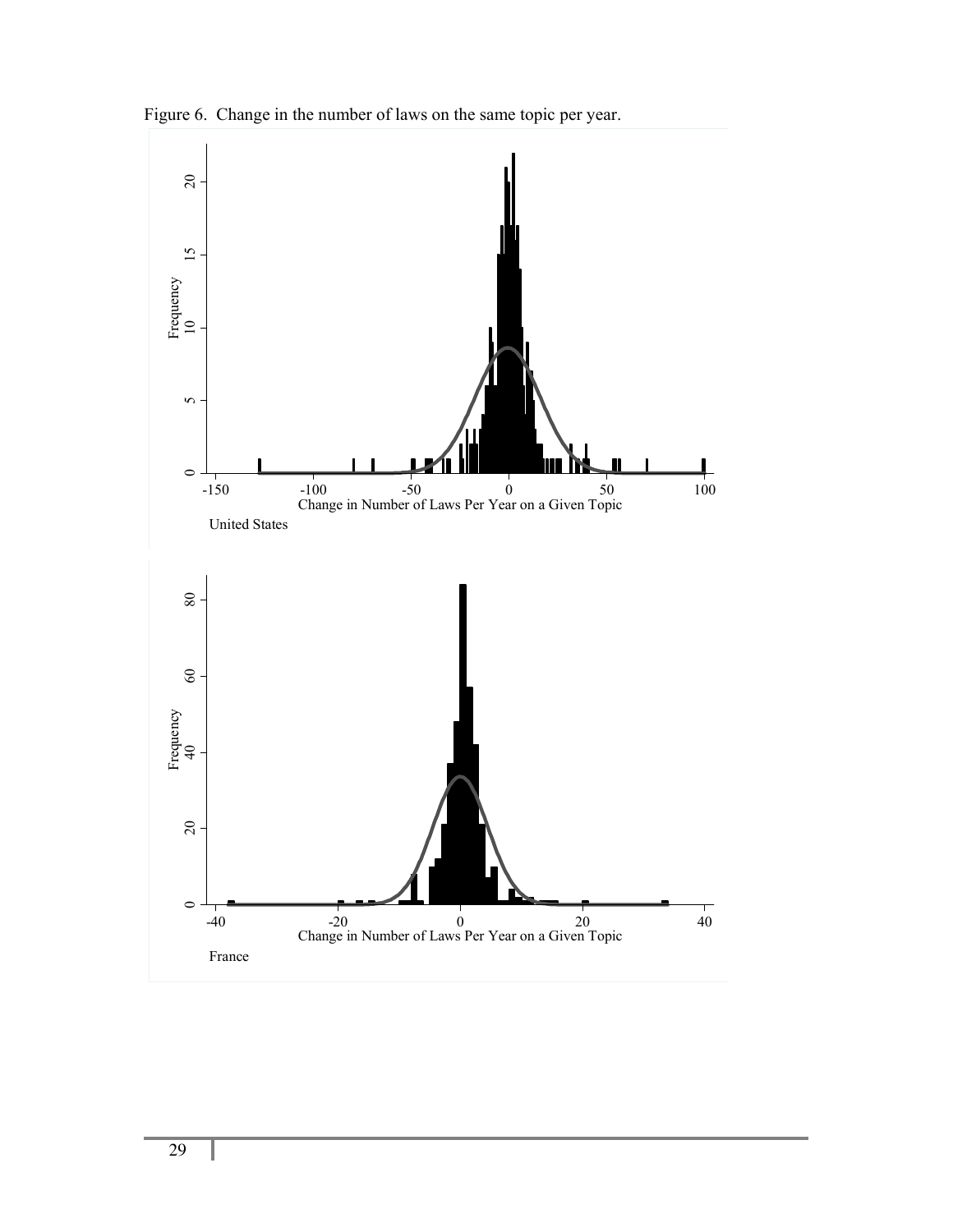Figure 6. Change in the number of laws on the same topic per year.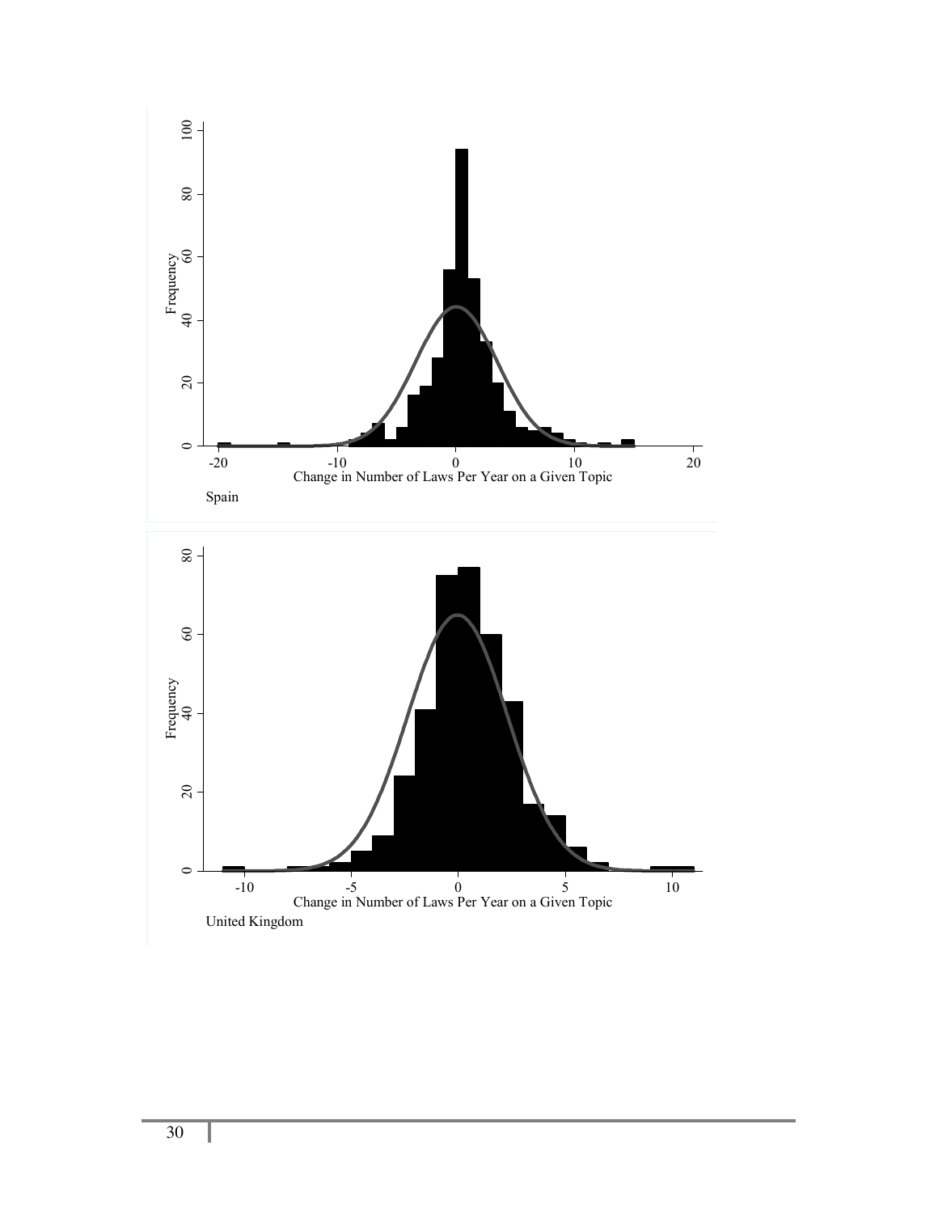Spain

United Kingdom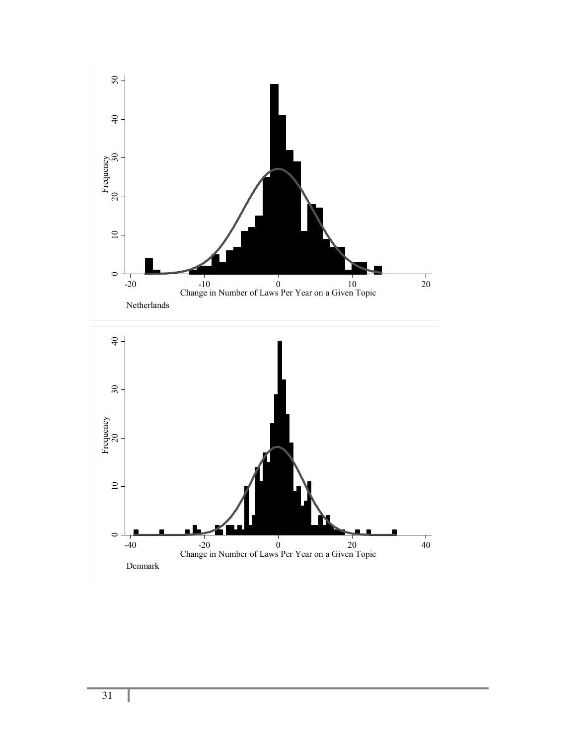Frequency

50
40
30
20
10
0

-20
-10
0
10
20

Change in Number of Laws Per Year on a Given Topic

Netherlands

Frequency

40
30
20
10
0

-40
-20
0
20
40

Change in Number of Laws Per Year on a Given Topic

Denmark